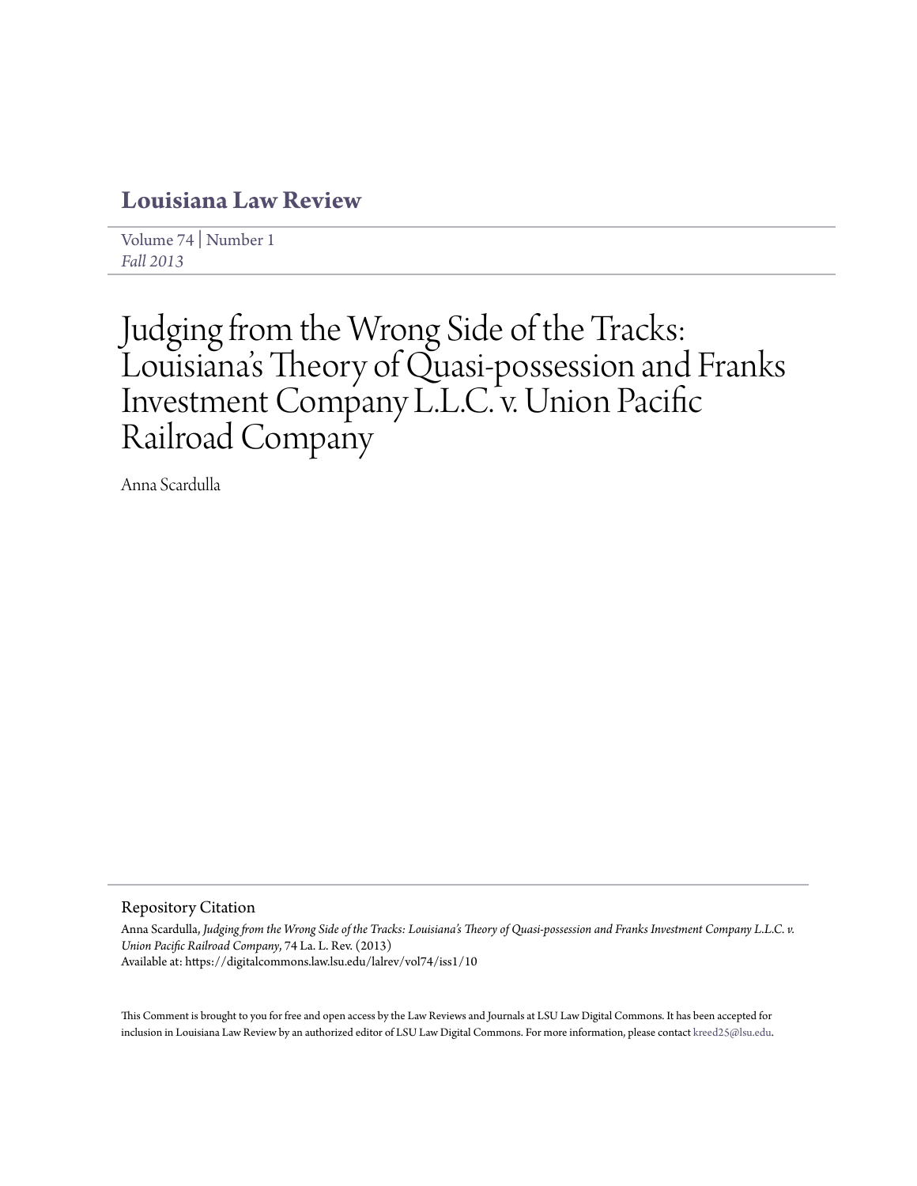# Louisiana Law Review

Volume 74 | Number 1
*Fall 2013*

# Judging from the Wrong Side of the Tracks: Louisiana's Theory of Quasi-possession and Franks Investment Company L.L.C. v. Union Pacific Railroad Company

Anna Scardulla

## Repository Citation

Anna Scardulla, *Judging from the Wrong Side of the Tracks: Louisiana's Theory of Quasi-possession and Franks Investment Company L.L.C. v. Union Pacific Railroad Company*, 74 La. L. Rev. (2013)
Available at: https://digitalcommons.law.lsu.edu/lalrev/vol74/iss1/10

This Comment is brought to you for free and open access by the Law Reviews and Journals at LSU Law Digital Commons. It has been accepted for inclusion in Louisiana Law Review by an authorized editor of LSU Law Digital Commons. For more information, please contact kreed25@lsu.edu.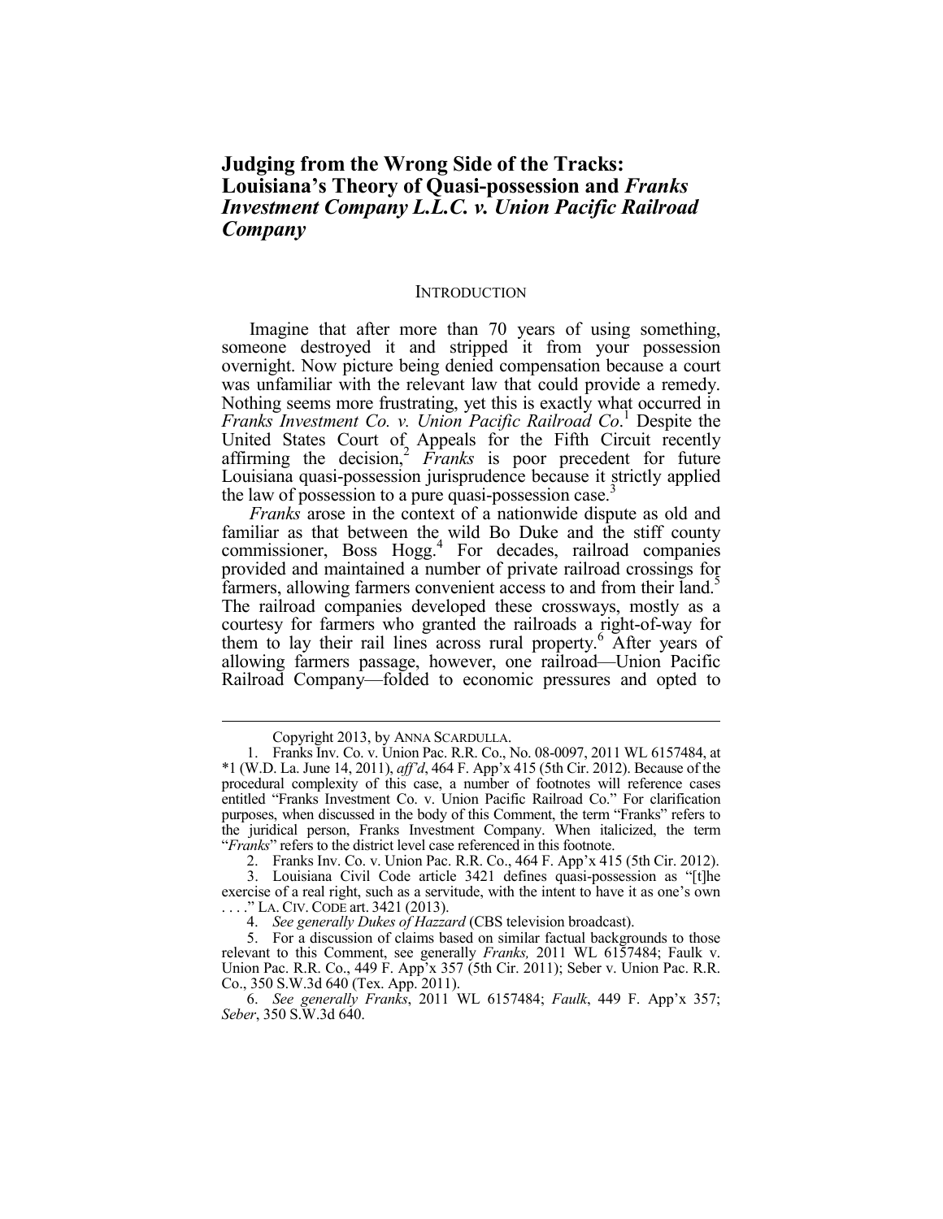# Judging from the Wrong Side of the Tracks: Louisiana's Theory of Quasi-possession and *Franks Investment Company L.L.C. v. Union Pacific Railroad Company*

## INTRODUCTION

Imagine that after more than 70 years of using something, someone destroyed it and stripped it from your possession overnight. Now picture being denied compensation because a court was unfamiliar with the relevant law that could provide a remedy. Nothing seems more frustrating, yet this is exactly what occurred in *Franks Investment Co. v. Union Pacific Railroad Co*.[1] Despite the United States Court of Appeals for the Fifth Circuit recently affirming the decision,[2] *Franks* is poor precedent for future Louisiana quasi-possession jurisprudence because it strictly applied the law of possession to a pure quasi-possession case.[3]

*Franks* arose in the context of a nationwide dispute as old and familiar as that between the wild Bo Duke and the stiff county commissioner, Boss Hogg.[4] For decades, railroad companies provided and maintained a number of private railroad crossings for farmers, allowing farmers convenient access to and from their land.[5] The railroad companies developed these crossways, mostly as a courtesy for farmers who granted the railroads a right-of-way for them to lay their rail lines across rural property.[6] After years of allowing farmers passage, however, one railroad—Union Pacific Railroad Company—folded to economic pressures and opted to

---

Copyright 2013, by ANNA SCARDULLA.

1. Franks Inv. Co. v. Union Pac. R.R. Co., No. 08-0097, 2011 WL 6157484, at \*1 (W.D. La. June 14, 2011), *aff'd*, 464 F. App'x 415 (5th Cir. 2012). Because of the procedural complexity of this case, a number of footnotes will reference cases entitled "Franks Investment Co. v. Union Pacific Railroad Co." For clarification purposes, when discussed in the body of this Comment, the term "Franks" refers to the juridical person, Franks Investment Company. When italicized, the term "*Franks*" refers to the district level case referenced in this footnote.

2. Franks Inv. Co. v. Union Pac. R.R. Co., 464 F. App'x 415 (5th Cir. 2012).

3. Louisiana Civil Code article 3421 defines quasi-possession as "[t]he exercise of a real right, such as a servitude, with the intent to have it as one's own . . . ." LA. CIV. CODE art. 3421 (2013).

4. *See generally Dukes of Hazzard* (CBS television broadcast).

5. For a discussion of claims based on similar factual backgrounds to those relevant to this Comment, see generally *Franks,* 2011 WL 6157484; Faulk v. Union Pac. R.R. Co., 449 F. App'x 357 (5th Cir. 2011); Seber v. Union Pac. R.R. Co., 350 S.W.3d 640 (Tex. App. 2011).

6. *See generally Franks*, 2011 WL 6157484; *Faulk*, 449 F. App'x 357; *Seber*, 350 S.W.3d 640.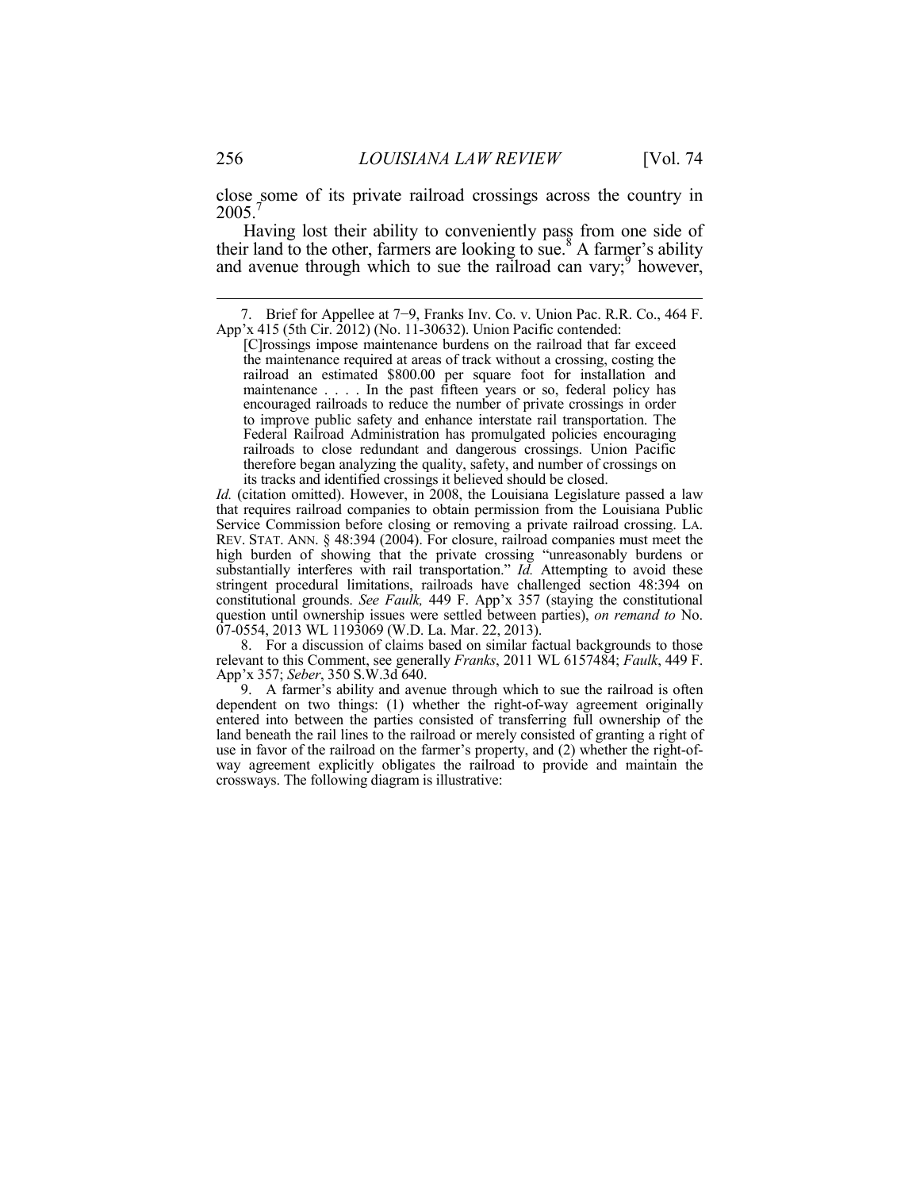close some of its private railroad crossings across the country in 2005.[7]

Having lost their ability to conveniently pass from one side of their land to the other, farmers are looking to sue.[8] A farmer's ability and avenue through which to sue the railroad can vary;[9] however,

---

7. Brief for Appellee at 7−9, Franks Inv. Co. v. Union Pac. R.R. Co., 464 F. App'x 415 (5th Cir. 2012) (No. 11-30632). Union Pacific contended:

> [C]rossings impose maintenance burdens on the railroad that far exceed the maintenance required at areas of track without a crossing, costing the railroad an estimated $800.00 per square foot for installation and maintenance . . . . In the past fifteen years or so, federal policy has encouraged railroads to reduce the number of private crossings in order to improve public safety and enhance interstate rail transportation. The Federal Railroad Administration has promulgated policies encouraging railroads to close redundant and dangerous crossings. Union Pacific therefore began analyzing the quality, safety, and number of crossings on its tracks and identified crossings it believed should be closed.

*Id.* (citation omitted). However, in 2008, the Louisiana Legislature passed a law that requires railroad companies to obtain permission from the Louisiana Public Service Commission before closing or removing a private railroad crossing. LA. REV. STAT. ANN. § 48:394 (2004). For closure, railroad companies must meet the high burden of showing that the private crossing "unreasonably burdens or substantially interferes with rail transportation." *Id.* Attempting to avoid these stringent procedural limitations, railroads have challenged section 48:394 on constitutional grounds. *See Faulk,* 449 F. App'x 357 (staying the constitutional question until ownership issues were settled between parties), *on remand to* No. 07-0554, 2013 WL 1193069 (W.D. La. Mar. 22, 2013).

8. For a discussion of claims based on similar factual backgrounds to those relevant to this Comment, see generally *Franks*, 2011 WL 6157484; *Faulk*, 449 F. App'x 357; *Seber*, 350 S.W.3d 640.

9. A farmer's ability and avenue through which to sue the railroad is often dependent on two things: (1) whether the right-of-way agreement originally entered into between the parties consisted of transferring full ownership of the land beneath the rail lines to the railroad or merely consisted of granting a right of use in favor of the railroad on the farmer's property, and (2) whether the right-of-way agreement explicitly obligates the railroad to provide and maintain the crossways. The following diagram is illustrative: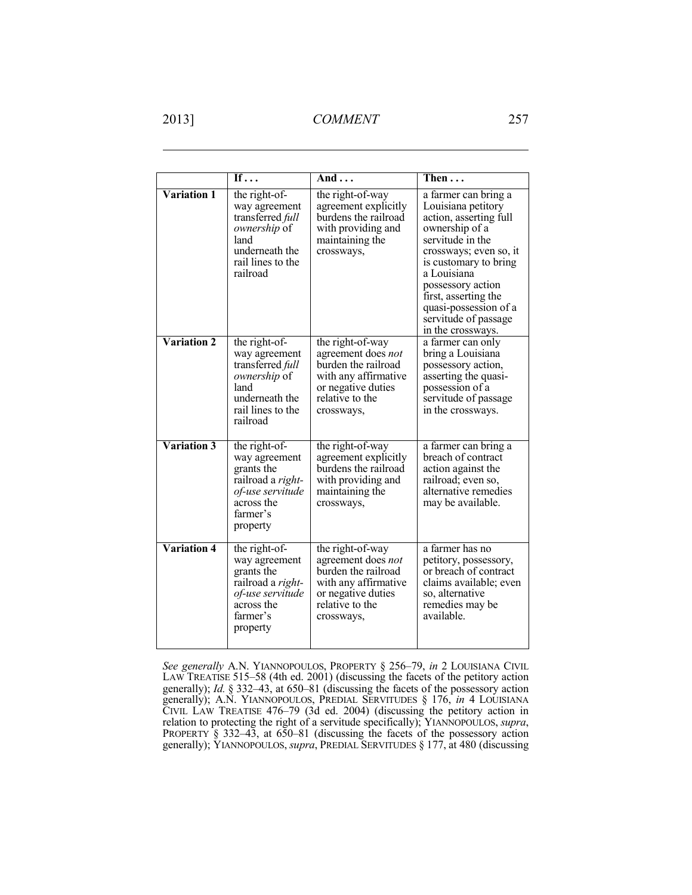| | If . . . | And . . . | Then . . . |
|---|---|---|---|
| **Variation 1** | the right-of-way agreement transferred *full ownership* of land underneath the rail lines to the railroad | the right-of-way agreement explicitly burdens the railroad with providing and maintaining the crossways, | a farmer can bring a Louisiana petitory action, asserting full ownership of a servitude in the crossways; even so, it is customary to bring a Louisiana possessory action first, asserting the quasi-possession of a servitude of passage in the crossways. |
| **Variation 2** | the right-of-way agreement transferred *full ownership* of land underneath the rail lines to the railroad | the right-of-way agreement does *not* burden the railroad with any affirmative or negative duties relative to the crossways, | a farmer can only bring a Louisiana possessory action, asserting the quasi-possession of a servitude of passage in the crossways. |
| **Variation 3** | the right-of-way agreement grants the railroad a *right-of-use servitude* across the farmer's property | the right-of-way agreement explicitly burdens the railroad with providing and maintaining the crossways, | a farmer can bring a breach of contract action against the railroad; even so, alternative remedies may be available. |
| **Variation 4** | the right-of-way agreement grants the railroad a *right-of-use servitude* across the farmer's property | the right-of-way agreement does *not* burden the railroad with any affirmative or negative duties relative to the crossways, | a farmer has no petitory, possessory, or breach of contract claims available; even so, alternative remedies may be available. |

*See generally* A.N. YIANNOPOULOS, PROPERTY § 256–79, *in* 2 LOUISIANA CIVIL LAW TREATISE 515–58 (4th ed. 2001) (discussing the facets of the petitory action generally); *Id.* § 332–43, at 650–81 (discussing the facets of the possessory action generally); A.N. YIANNOPOULOS, PREDIAL SERVITUDES § 176, *in* 4 LOUISIANA CIVIL LAW TREATISE 476–79 (3d ed. 2004) (discussing the petitory action in relation to protecting the right of a servitude specifically); YIANNOPOULOS, *supra*, PROPERTY § 332–43, at 650–81 (discussing the facets of the possessory action generally); YIANNOPOULOS, *supra*, PREDIAL SERVITUDES § 177, at 480 (discussing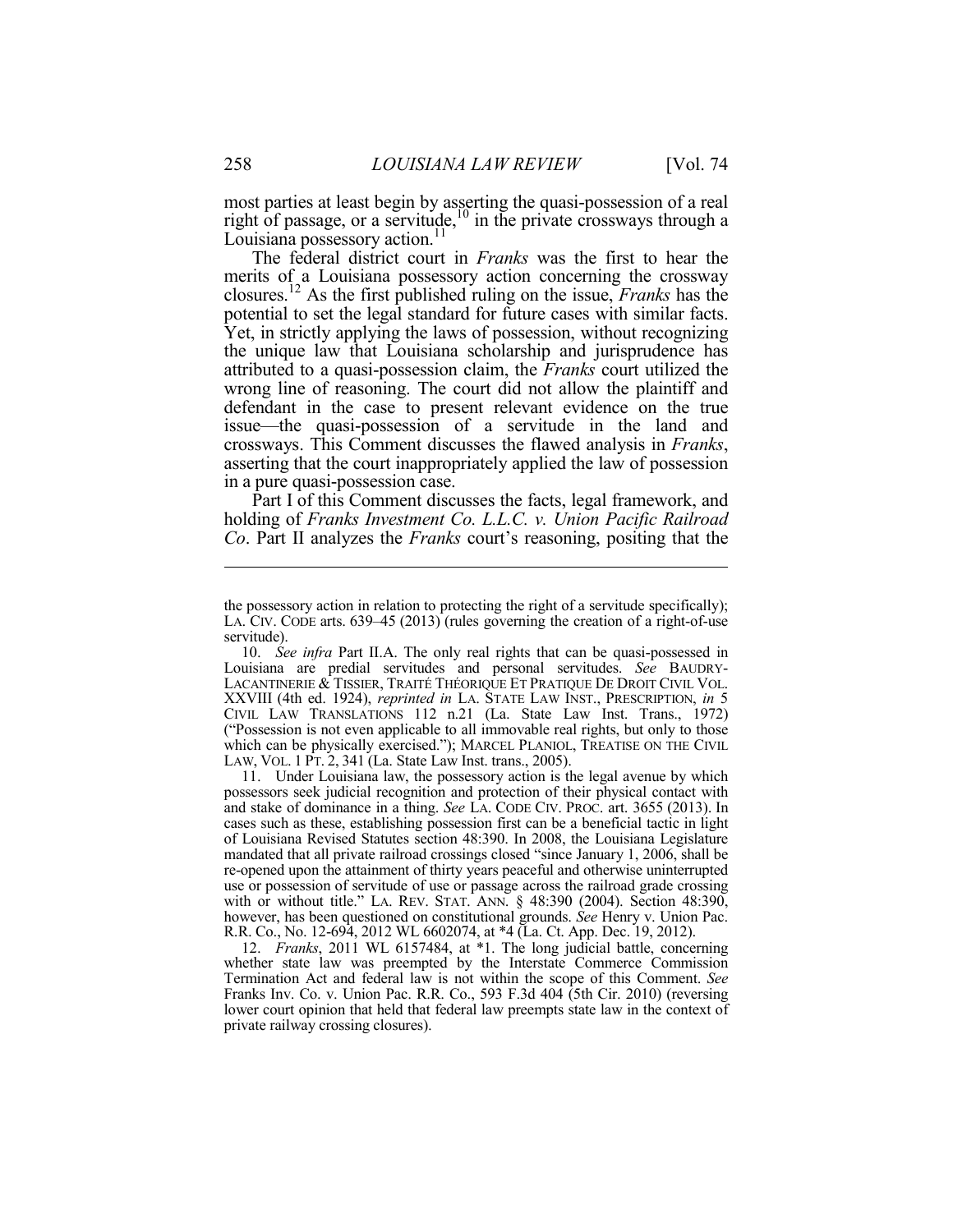most parties at least begin by asserting the quasi-possession of a real right of passage, or a servitude,[10] in the private crossways through a Louisiana possessory action.[11]

The federal district court in *Franks* was the first to hear the merits of a Louisiana possessory action concerning the crossway closures.[12] As the first published ruling on the issue, *Franks* has the potential to set the legal standard for future cases with similar facts. Yet, in strictly applying the laws of possession, without recognizing the unique law that Louisiana scholarship and jurisprudence has attributed to a quasi-possession claim, the *Franks* court utilized the wrong line of reasoning. The court did not allow the plaintiff and defendant in the case to present relevant evidence on the true issue—the quasi-possession of a servitude in the land and crossways. This Comment discusses the flawed analysis in *Franks*, asserting that the court inappropriately applied the law of possession in a pure quasi-possession case.

Part I of this Comment discusses the facts, legal framework, and holding of *Franks Investment Co. L.L.C. v. Union Pacific Railroad Co*. Part II analyzes the *Franks* court's reasoning, positing that the

---

the possessory action in relation to protecting the right of a servitude specifically); LA. CIV. CODE arts. 639–45 (2013) (rules governing the creation of a right-of-use servitude).

10. *See infra* Part II.A. The only real rights that can be quasi-possessed in Louisiana are predial servitudes and personal servitudes. *See* BAUDRY-LACANTINERIE & TISSIER, TRAITÉ THÉORIQUE ET PRATIQUE DE DROIT CIVIL VOL. XXVIII (4th ed. 1924), *reprinted in* LA. STATE LAW INST., PRESCRIPTION, *in* 5 CIVIL LAW TRANSLATIONS 112 n.21 (La. State Law Inst. Trans., 1972) ("Possession is not even applicable to all immovable real rights, but only to those which can be physically exercised."); MARCEL PLANIOL, TREATISE ON THE CIVIL LAW, VOL. 1 PT. 2, 341 (La. State Law Inst. trans., 2005).

11. Under Louisiana law, the possessory action is the legal avenue by which possessors seek judicial recognition and protection of their physical contact with and stake of dominance in a thing. *See* LA. CODE CIV. PROC. art. 3655 (2013). In cases such as these, establishing possession first can be a beneficial tactic in light of Louisiana Revised Statutes section 48:390. In 2008, the Louisiana Legislature mandated that all private railroad crossings closed "since January 1, 2006, shall be re-opened upon the attainment of thirty years peaceful and otherwise uninterrupted use or possession of servitude of use or passage across the railroad grade crossing with or without title." LA. REV. STAT. ANN. § 48:390 (2004). Section 48:390, however, has been questioned on constitutional grounds. *See* Henry v. Union Pac. R.R. Co., No. 12-694, 2012 WL 6602074, at *4 (La. Ct. App. Dec. 19, 2012).

12. *Franks*, 2011 WL 6157484, at *1. The long judicial battle, concerning whether state law was preempted by the Interstate Commerce Commission Termination Act and federal law is not within the scope of this Comment. *See* Franks Inv. Co. v. Union Pac. R.R. Co., 593 F.3d 404 (5th Cir. 2010) (reversing lower court opinion that held that federal law preempts state law in the context of private railway crossing closures).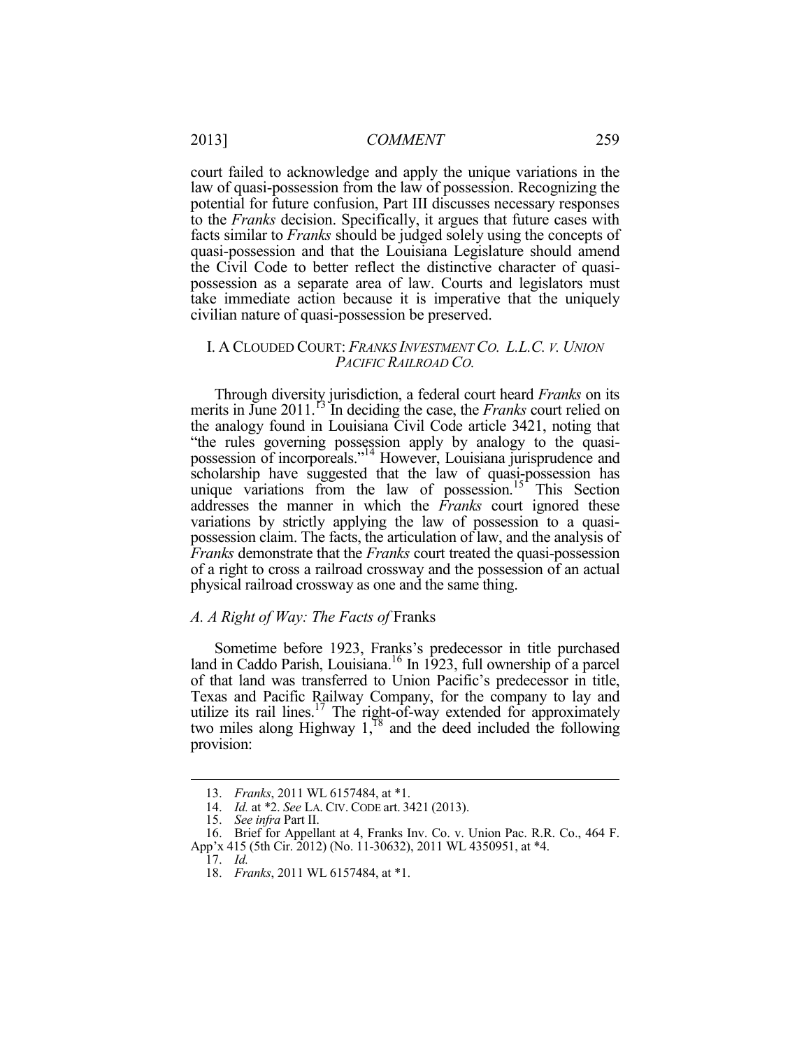court failed to acknowledge and apply the unique variations in the law of quasi-possession from the law of possession. Recognizing the potential for future confusion, Part III discusses necessary responses to the *Franks* decision. Specifically, it argues that future cases with facts similar to *Franks* should be judged solely using the concepts of quasi-possession and that the Louisiana Legislature should amend the Civil Code to better reflect the distinctive character of quasi-possession as a separate area of law. Courts and legislators must take immediate action because it is imperative that the uniquely civilian nature of quasi-possession be preserved.

## I. A CLOUDED COURT: *FRANKS INVESTMENT CO. L.L.C. V. UNION PACIFIC RAILROAD CO.*

Through diversity jurisdiction, a federal court heard *Franks* on its merits in June 2011.[13] In deciding the case, the *Franks* court relied on the analogy found in Louisiana Civil Code article 3421, noting that "the rules governing possession apply by analogy to the quasi-possession of incorporeals."[14] However, Louisiana jurisprudence and scholarship have suggested that the law of quasi-possession has unique variations from the law of possession.[15] This Section addresses the manner in which the *Franks* court ignored these variations by strictly applying the law of possession to a quasi-possession claim. The facts, the articulation of law, and the analysis of *Franks* demonstrate that the *Franks* court treated the quasi-possession of a right to cross a railroad crossway and the possession of an actual physical railroad crossway as one and the same thing.

### *A. A Right of Way: The Facts of* Franks

Sometime before 1923, Franks's predecessor in title purchased land in Caddo Parish, Louisiana.[16] In 1923, full ownership of a parcel of that land was transferred to Union Pacific's predecessor in title, Texas and Pacific Railway Company, for the company to lay and utilize its rail lines.[17] The right-of-way extended for approximately two miles along Highway 1,[18] and the deed included the following provision:

---

13. *Franks*, 2011 WL 6157484, at *1.

14. *Id.* at *2. *See* LA. CIV. CODE art. 3421 (2013).

15. *See infra* Part II.

16. Brief for Appellant at 4, Franks Inv. Co. v. Union Pac. R.R. Co., 464 F. App'x 415 (5th Cir. 2012) (No. 11-30632), 2011 WL 4350951, at *4.

17. *Id.*

18. *Franks*, 2011 WL 6157484, at *1.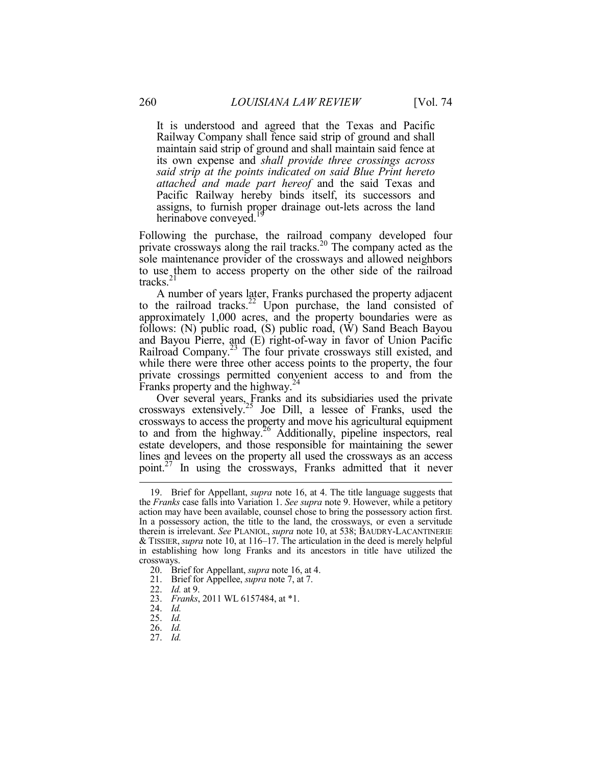> It is understood and agreed that the Texas and Pacific Railway Company shall fence said strip of ground and shall maintain said strip of ground and shall maintain said fence at its own expense and *shall provide three crossings across said strip at the points indicated on said Blue Print hereto attached and made part hereof* and the said Texas and Pacific Railway hereby binds itself, its successors and assigns, to furnish proper drainage out-lets across the land herinabove conveyed.[19]

Following the purchase, the railroad company developed four private crossways along the rail tracks.[20] The company acted as the sole maintenance provider of the crossways and allowed neighbors to use them to access property on the other side of the railroad tracks.[21]

A number of years later, Franks purchased the property adjacent to the railroad tracks.[22] Upon purchase, the land consisted of approximately 1,000 acres, and the property boundaries were as follows: (N) public road, (S) public road, (W) Sand Beach Bayou and Bayou Pierre, and (E) right-of-way in favor of Union Pacific Railroad Company.[23] The four private crossways still existed, and while there were three other access points to the property, the four private crossings permitted convenient access to and from the Franks property and the highway.[24]

Over several years, Franks and its subsidiaries used the private crossways extensively.[25] Joe Dill, a lessee of Franks, used the crossways to access the property and move his agricultural equipment to and from the highway.[26] Additionally, pipeline inspectors, real estate developers, and those responsible for maintaining the sewer lines and levees on the property all used the crossways as an access point.[27] In using the crossways, Franks admitted that it never

---

19. Brief for Appellant, *supra* note 16, at 4. The title language suggests that the *Franks* case falls into Variation 1. *See supra* note 9. However, while a petitory action may have been available, counsel chose to bring the possessory action first. In a possessory action, the title to the land, the crossways, or even a servitude therein is irrelevant. *See* PLANIOL, *supra* note 10, at 538; BAUDRY-LACANTINERIE & TISSIER, *supra* note 10, at 116–17. The articulation in the deed is merely helpful in establishing how long Franks and its ancestors in title have utilized the crossways.

20. Brief for Appellant, *supra* note 16, at 4.

21. Brief for Appellee, *supra* note 7, at 7.

22. *Id.* at 9.

23. *Franks*, 2011 WL 6157484, at *1.

24. *Id.*

25. *Id.*

26. *Id.*

27. *Id.*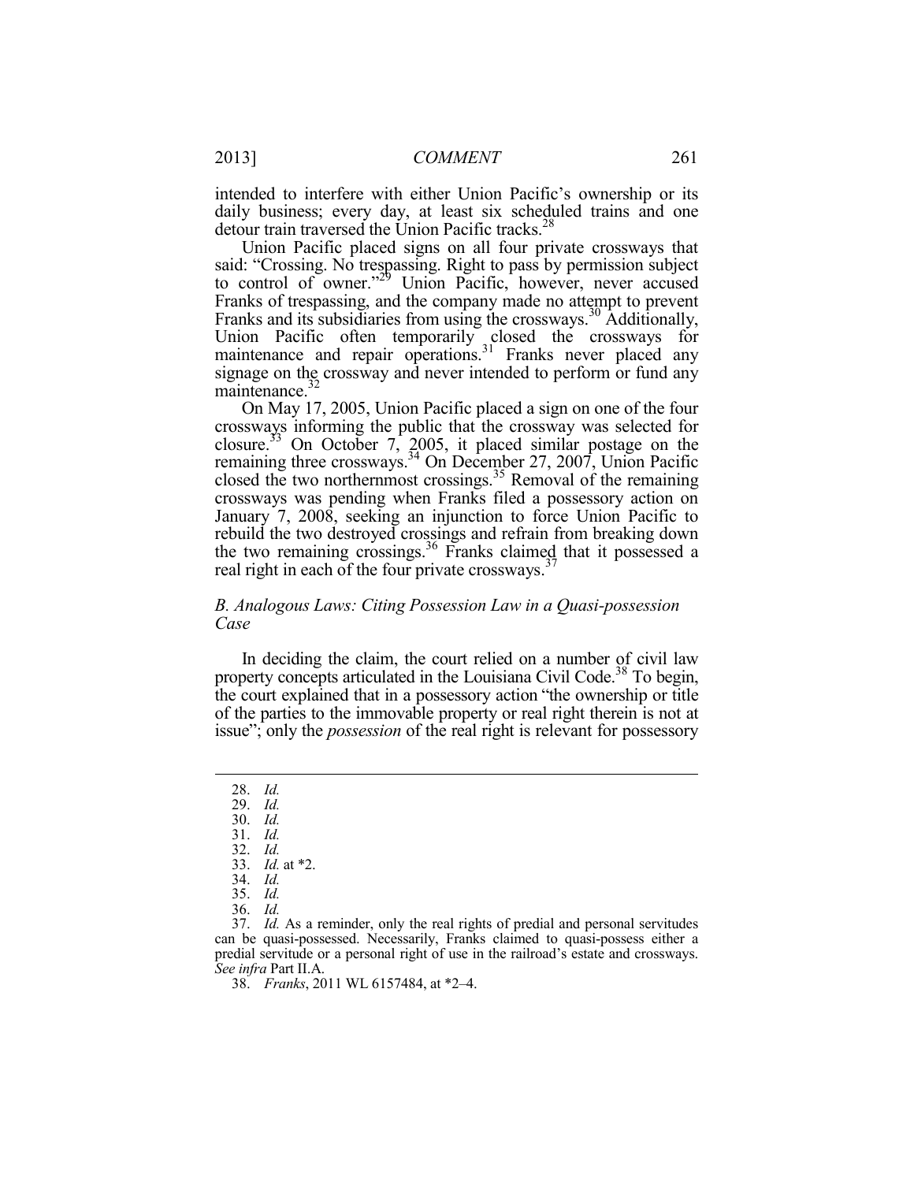intended to interfere with either Union Pacific's ownership or its daily business; every day, at least six scheduled trains and one detour train traversed the Union Pacific tracks.[28]

Union Pacific placed signs on all four private crossways that said: "Crossing. No trespassing. Right to pass by permission subject to control of owner."[29] Union Pacific, however, never accused Franks of trespassing, and the company made no attempt to prevent Franks and its subsidiaries from using the crossways.[30] Additionally, Union Pacific often temporarily closed the crossways for maintenance and repair operations.[31] Franks never placed any signage on the crossway and never intended to perform or fund any maintenance.[32]

On May 17, 2005, Union Pacific placed a sign on one of the four crossways informing the public that the crossway was selected for closure.[33] On October 7, 2005, it placed similar postage on the remaining three crossways.[34] On December 27, 2007, Union Pacific closed the two northernmost crossings.[35] Removal of the remaining crossways was pending when Franks filed a possessory action on January 7, 2008, seeking an injunction to force Union Pacific to rebuild the two destroyed crossings and refrain from breaking down the two remaining crossings.[36] Franks claimed that it possessed a real right in each of the four private crossways.[37]

### *B. Analogous Laws: Citing Possession Law in a Quasi-possession Case*

In deciding the claim, the court relied on a number of civil law property concepts articulated in the Louisiana Civil Code.[38] To begin, the court explained that in a possessory action "the ownership or title of the parties to the immovable property or real right therein is not at issue"; only the *possession* of the real right is relevant for possessory

---

28. *Id.*
29. *Id.*
30. *Id.*
31. *Id.*
32. *Id.*
33. *Id.* at *2.
34. *Id.*
35. *Id.*
36. *Id.*
37. *Id.* As a reminder, only the real rights of predial and personal servitudes can be quasi-possessed. Necessarily, Franks claimed to quasi-possess either a predial servitude or a personal right of use in the railroad's estate and crossways. *See infra* Part II.A.
38. *Franks*, 2011 WL 6157484, at *2–4.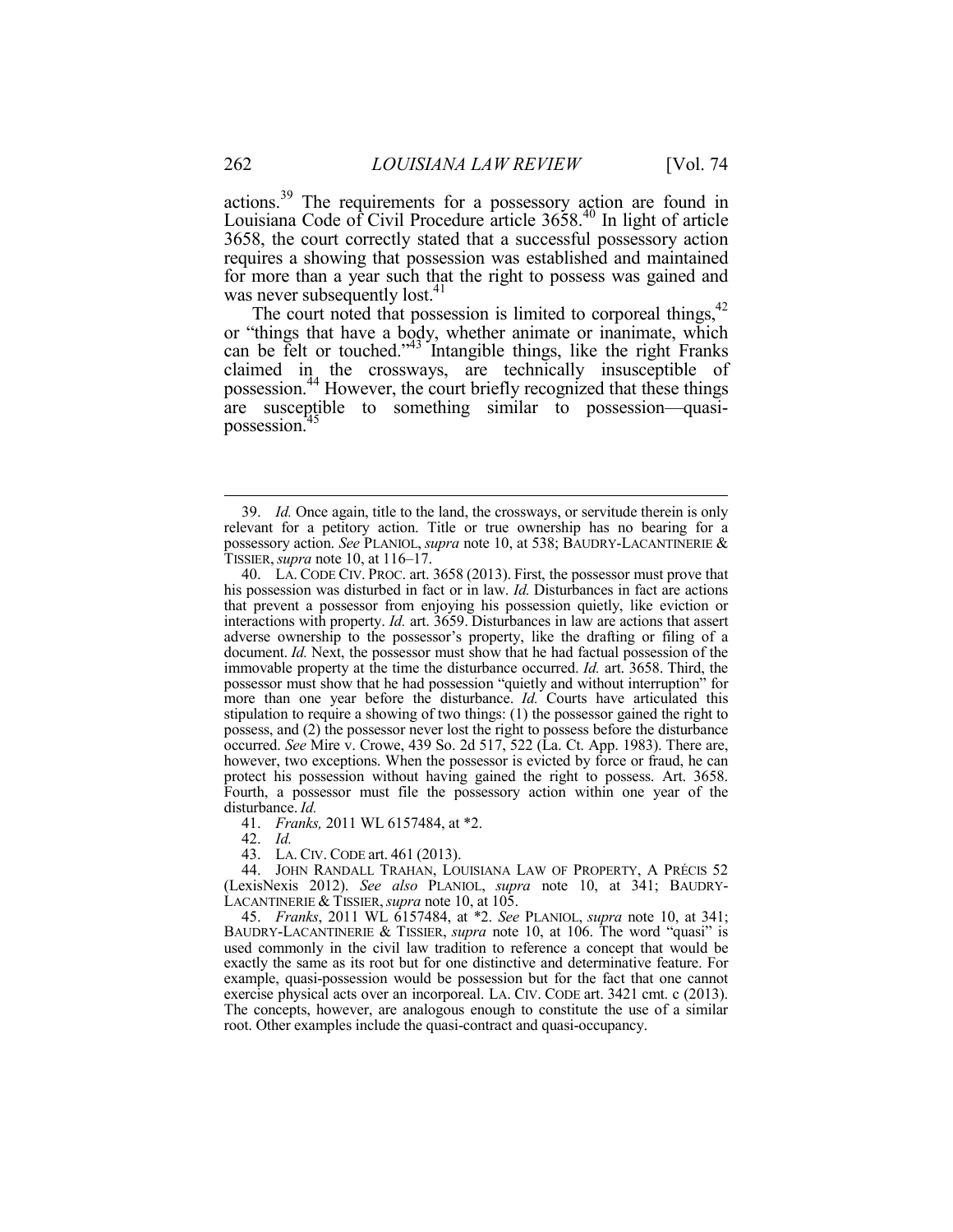actions.[39] The requirements for a possessory action are found in Louisiana Code of Civil Procedure article 3658.[40] In light of article 3658, the court correctly stated that a successful possessory action requires a showing that possession was established and maintained for more than a year such that the right to possess was gained and was never subsequently lost.[41]

The court noted that possession is limited to corporeal things,[42] or "things that have a body, whether animate or inanimate, which can be felt or touched."[43] Intangible things, like the right Franks claimed in the crossways, are technically insusceptible of possession.[44] However, the court briefly recognized that these things are susceptible to something similar to possession—quasi-possession.[45]

---

39. *Id.* Once again, title to the land, the crossways, or servitude therein is only relevant for a petitory action. Title or true ownership has no bearing for a possessory action. *See* PLANIOL, *supra* note 10, at 538; BAUDRY-LACANTINERIE & TISSIER, *supra* note 10, at 116–17.

40. LA. CODE CIV. PROC. art. 3658 (2013). First, the possessor must prove that his possession was disturbed in fact or in law. *Id.* Disturbances in fact are actions that prevent a possessor from enjoying his possession quietly, like eviction or interactions with property. *Id.* art. 3659. Disturbances in law are actions that assert adverse ownership to the possessor's property, like the drafting or filing of a document. *Id.* Next, the possessor must show that he had factual possession of the immovable property at the time the disturbance occurred. *Id.* art. 3658. Third, the possessor must show that he had possession "quietly and without interruption" for more than one year before the disturbance. *Id.* Courts have articulated this stipulation to require a showing of two things: (1) the possessor gained the right to possess, and (2) the possessor never lost the right to possess before the disturbance occurred. *See* Mire v. Crowe, 439 So. 2d 517, 522 (La. Ct. App. 1983). There are, however, two exceptions. When the possessor is evicted by force or fraud, he can protect his possession without having gained the right to possess. Art. 3658. Fourth, a possessor must file the possessory action within one year of the disturbance. *Id.*

41. *Franks,* 2011 WL 6157484, at *2.

42. *Id.*

43. LA. CIV. CODE art. 461 (2013).

44. JOHN RANDALL TRAHAN, LOUISIANA LAW OF PROPERTY, A PRÉCIS 52 (LexisNexis 2012). *See also* PLANIOL, *supra* note 10, at 341; BAUDRY-LACANTINERIE & TISSIER, *supra* note 10, at 105.

45. *Franks*, 2011 WL 6157484, at *2. *See* PLANIOL, *supra* note 10, at 341; BAUDRY-LACANTINERIE & TISSIER, *supra* note 10, at 106. The word "quasi" is used commonly in the civil law tradition to reference a concept that would be exactly the same as its root but for one distinctive and determinative feature. For example, quasi-possession would be possession but for the fact that one cannot exercise physical acts over an incorporeal. LA. CIV. CODE art. 3421 cmt. c (2013). The concepts, however, are analogous enough to constitute the use of a similar root. Other examples include the quasi-contract and quasi-occupancy.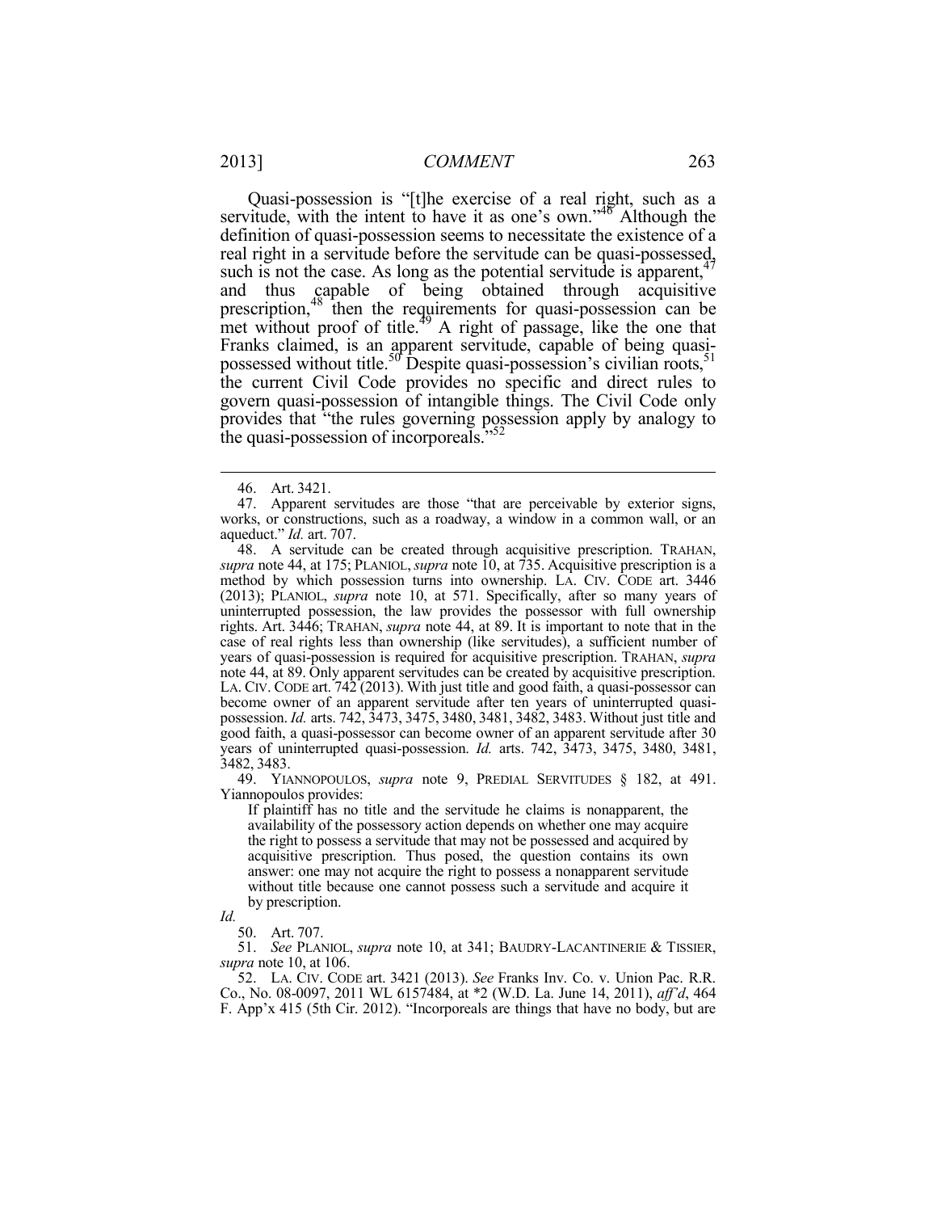Quasi-possession is "[t]he exercise of a real right, such as a servitude, with the intent to have it as one's own."[46] Although the definition of quasi-possession seems to necessitate the existence of a real right in a servitude before the servitude can be quasi-possessed, such is not the case. As long as the potential servitude is apparent,[47] and thus capable of being obtained through acquisitive prescription,[48] then the requirements for quasi-possession can be met without proof of title.[49] A right of passage, like the one that Franks claimed, is an apparent servitude, capable of being quasi-possessed without title.[50] Despite quasi-possession's civilian roots,[51] the current Civil Code provides no specific and direct rules to govern quasi-possession of intangible things. The Civil Code only provides that "the rules governing possession apply by analogy to the quasi-possession of incorporeals."[52]

---

46. Art. 3421.

47. Apparent servitudes are those "that are perceivable by exterior signs, works, or constructions, such as a roadway, a window in a common wall, or an aqueduct." *Id.* art. 707.

48. A servitude can be created through acquisitive prescription. TRAHAN, *supra* note 44, at 175; PLANIOL, *supra* note 10, at 735. Acquisitive prescription is a method by which possession turns into ownership. LA. CIV. CODE art. 3446 (2013); PLANIOL, *supra* note 10, at 571. Specifically, after so many years of uninterrupted possession, the law provides the possessor with full ownership rights. Art. 3446; TRAHAN, *supra* note 44, at 89. It is important to note that in the case of real rights less than ownership (like servitudes), a sufficient number of years of quasi-possession is required for acquisitive prescription. TRAHAN, *supra* note 44, at 89. Only apparent servitudes can be created by acquisitive prescription. LA. CIV. CODE art. 742 (2013). With just title and good faith, a quasi-possessor can become owner of an apparent servitude after ten years of uninterrupted quasi-possession. *Id.* arts. 742, 3473, 3475, 3480, 3481, 3482, 3483. Without just title and good faith, a quasi-possessor can become owner of an apparent servitude after 30 years of uninterrupted quasi-possession. *Id.* arts. 742, 3473, 3475, 3480, 3481, 3482, 3483.

49. YIANNOPOULOS, *supra* note 9, PREDIAL SERVITUDES § 182, at 491. Yiannopoulos provides:

> If plaintiff has no title and the servitude he claims is nonapparent, the availability of the possessory action depends on whether one may acquire the right to possess a servitude that may not be possessed and acquired by acquisitive prescription. Thus posed, the question contains its own answer: one may not acquire the right to possess a nonapparent servitude without title because one cannot possess such a servitude and acquire it by prescription.

*Id.*

50. Art. 707.

51. *See* PLANIOL, *supra* note 10, at 341; BAUDRY-LACANTINERIE & TISSIER, *supra* note 10, at 106.

52. LA. CIV. CODE art. 3421 (2013). *See* Franks Inv. Co. v. Union Pac. R.R. Co., No. 08-0097, 2011 WL 6157484, at *2 (W.D. La. June 14, 2011), *aff'd*, 464 F. App'x 415 (5th Cir. 2012). "Incorporeals are things that have no body, but are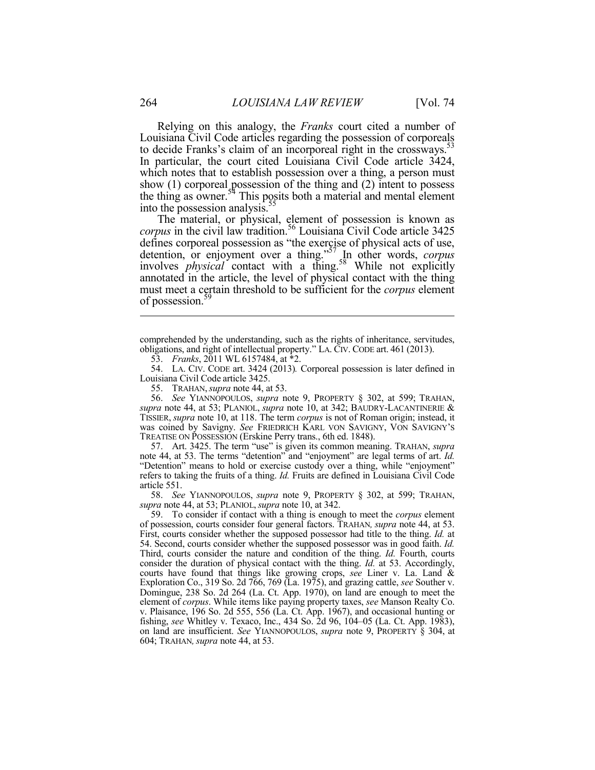Relying on this analogy, the *Franks* court cited a number of Louisiana Civil Code articles regarding the possession of corporeals to decide Franks's claim of an incorporeal right in the crossways.[53] In particular, the court cited Louisiana Civil Code article 3424, which notes that to establish possession over a thing, a person must show (1) corporeal possession of the thing and (2) intent to possess the thing as owner.[54] This posits both a material and mental element into the possession analysis.[55]

The material, or physical, element of possession is known as *corpus* in the civil law tradition.[56] Louisiana Civil Code article 3425 defines corporeal possession as "the exercise of physical acts of use, detention, or enjoyment over a thing."[57] In other words, *corpus* involves *physical* contact with a thing.[58] While not explicitly annotated in the article, the level of physical contact with the thing must meet a certain threshold to be sufficient for the *corpus* element of possession.[59]

---

comprehended by the understanding, such as the rights of inheritance, servitudes, obligations, and right of intellectual property." LA. CIV. CODE art. 461 (2013).

53. *Franks*, 2011 WL 6157484, at *2.

54. LA. CIV. CODE art. 3424 (2013)*.* Corporeal possession is later defined in Louisiana Civil Code article 3425.

55. TRAHAN, *supra* note 44, at 53.

56. *See* YIANNOPOULOS, *supra* note 9, PROPERTY § 302, at 599; TRAHAN, *supra* note 44, at 53; PLANIOL, *supra* note 10, at 342; BAUDRY-LACANTINERIE & TISSIER, *supra* note 10, at 118. The term *corpus* is not of Roman origin; instead, it was coined by Savigny. *See* FRIEDRICH KARL VON SAVIGNY, VON SAVIGNY'S TREATISE ON POSSESSION (Erskine Perry trans., 6th ed. 1848).

57. Art. 3425. The term "use" is given its common meaning. TRAHAN, *supra* note 44, at 53. The terms "detention" and "enjoyment" are legal terms of art. *Id.* "Detention" means to hold or exercise custody over a thing, while "enjoyment" refers to taking the fruits of a thing. *Id.* Fruits are defined in Louisiana Civil Code article 551.

58. *See* YIANNOPOULOS, *supra* note 9, PROPERTY § 302, at 599; TRAHAN, *supra* note 44, at 53; PLANIOL, *supra* note 10, at 342.

59. To consider if contact with a thing is enough to meet the *corpus* element of possession, courts consider four general factors. TRAHAN*, supra* note 44, at 53. First, courts consider whether the supposed possessor had title to the thing. *Id.* at 54. Second, courts consider whether the supposed possessor was in good faith. *Id.* Third, courts consider the nature and condition of the thing. *Id.* Fourth, courts consider the duration of physical contact with the thing. *Id.* at 53. Accordingly, courts have found that things like growing crops, *see* Liner v. La. Land & Exploration Co., 319 So. 2d 766, 769 (La. 1975), and grazing cattle, *see* Souther v. Domingue, 238 So. 2d 264 (La. Ct. App. 1970), on land are enough to meet the element of *corpus*. While items like paying property taxes, *see* Manson Realty Co. v. Plaisance, 196 So. 2d 555, 556 (La. Ct. App. 1967), and occasional hunting or fishing, *see* Whitley v. Texaco, Inc., 434 So. 2d 96, 104–05 (La. Ct. App. 1983), on land are insufficient. *See* YIANNOPOULOS, *supra* note 9, PROPERTY § 304, at 604; TRAHAN*, supra* note 44, at 53.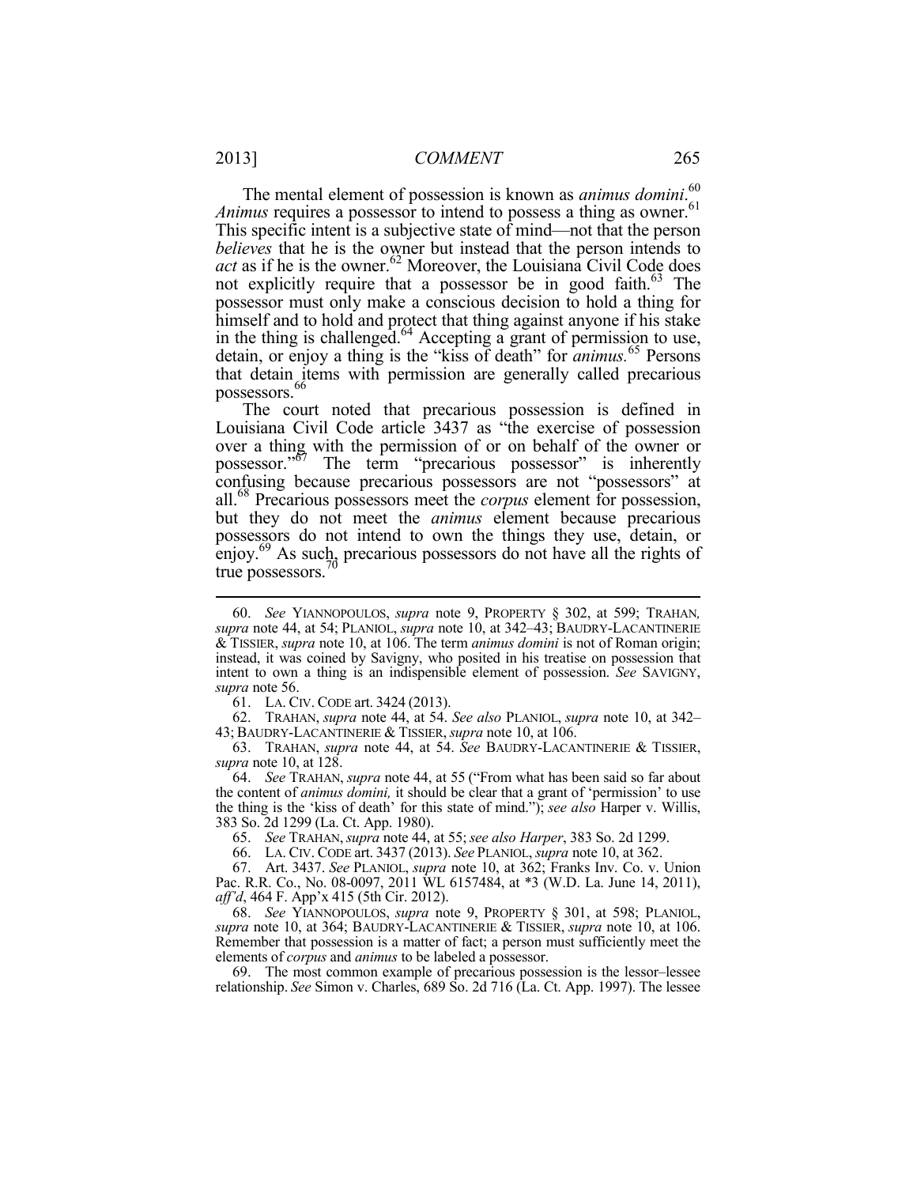The mental element of possession is known as *animus domini*.[60] *Animus* requires a possessor to intend to possess a thing as owner.[61] This specific intent is a subjective state of mind—not that the person *believes* that he is the owner but instead that the person intends to *act* as if he is the owner.[62] Moreover, the Louisiana Civil Code does not explicitly require that a possessor be in good faith.[63] The possessor must only make a conscious decision to hold a thing for himself and to hold and protect that thing against anyone if his stake in the thing is challenged.[64] Accepting a grant of permission to use, detain, or enjoy a thing is the "kiss of death" for *animus.*[65] Persons that detain items with permission are generally called precarious possessors.[66]

The court noted that precarious possession is defined in Louisiana Civil Code article 3437 as "the exercise of possession over a thing with the permission of or on behalf of the owner or possessor."[67] The term "precarious possessor" is inherently confusing because precarious possessors are not "possessors" at all.[68] Precarious possessors meet the *corpus* element for possession, but they do not meet the *animus* element because precarious possessors do not intend to own the things they use, detain, or enjoy.[69] As such, precarious possessors do not have all the rights of true possessors.[70]

---

60. *See* YIANNOPOULOS, *supra* note 9, PROPERTY § 302, at 599; TRAHAN, *supra* note 44, at 54; PLANIOL, *supra* note 10, at 342–43; BAUDRY-LACANTINERIE & TISSIER, *supra* note 10, at 106. The term *animus domini* is not of Roman origin; instead, it was coined by Savigny, who posited in his treatise on possession that intent to own a thing is an indispensible element of possession. *See* SAVIGNY, *supra* note 56.

61. LA. CIV. CODE art. 3424 (2013).

62. TRAHAN, *supra* note 44, at 54. *See also* PLANIOL, *supra* note 10, at 342–43; BAUDRY-LACANTINERIE & TISSIER, *supra* note 10, at 106.

63. TRAHAN, *supra* note 44, at 54. *See* BAUDRY-LACANTINERIE & TISSIER, *supra* note 10, at 128.

64. *See* TRAHAN, *supra* note 44, at 55 ("From what has been said so far about the content of *animus domini,* it should be clear that a grant of 'permission' to use the thing is the 'kiss of death' for this state of mind."); *see also* Harper v. Willis, 383 So. 2d 1299 (La. Ct. App. 1980).

65. *See* TRAHAN, *supra* note 44, at 55; *see also Harper*, 383 So. 2d 1299.

66. LA. CIV. CODE art. 3437 (2013). *See* PLANIOL, *supra* note 10, at 362.

67. Art. 3437. *See* PLANIOL, *supra* note 10, at 362; Franks Inv. Co. v. Union Pac. R.R. Co., No. 08-0097, 2011 WL 6157484, at *3 (W.D. La. June 14, 2011), *aff'd*, 464 F. App'x 415 (5th Cir. 2012).

68. *See* YIANNOPOULOS, *supra* note 9, PROPERTY § 301, at 598; PLANIOL, *supra* note 10, at 364; BAUDRY-LACANTINERIE & TISSIER, *supra* note 10, at 106. Remember that possession is a matter of fact; a person must sufficiently meet the elements of *corpus* and *animus* to be labeled a possessor.

69. The most common example of precarious possession is the lessor–lessee relationship. *See* Simon v. Charles, 689 So. 2d 716 (La. Ct. App. 1997). The lessee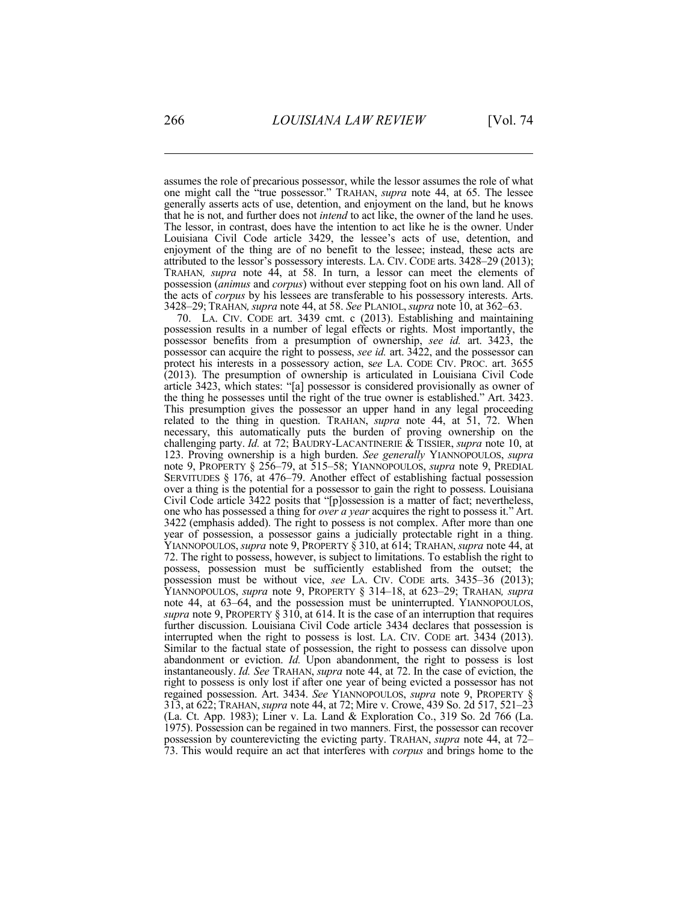assumes the role of precarious possessor, while the lessor assumes the role of what one might call the "true possessor." TRAHAN, *supra* note 44, at 65. The lessee generally asserts acts of use, detention, and enjoyment on the land, but he knows that he is not, and further does not *intend* to act like, the owner of the land he uses. The lessor, in contrast, does have the intention to act like he is the owner. Under Louisiana Civil Code article 3429, the lessee's acts of use, detention, and enjoyment of the thing are of no benefit to the lessee; instead, these acts are attributed to the lessor's possessory interests. LA. CIV. CODE arts. 3428–29 (2013); TRAHAN, *supra* note 44, at 58. In turn, a lessor can meet the elements of possession (*animus* and *corpus*) without ever stepping foot on his own land. All of the acts of *corpus* by his lessees are transferable to his possessory interests. Arts. 3428–29; TRAHAN, *supra* note 44, at 58. *See* PLANIOL, *supra* note 10, at 362–63.

70. LA. CIV. CODE art. 3439 cmt. c (2013). Establishing and maintaining possession results in a number of legal effects or rights. Most importantly, the possessor benefits from a presumption of ownership, *see id.* art. 3423, the possessor can acquire the right to possess, *see id.* art. 3422, and the possessor can protect his interests in a possessory action, *see* LA. CODE CIV. PROC. art. 3655 (2013). The presumption of ownership is articulated in Louisiana Civil Code article 3423, which states: "[a] possessor is considered provisionally as owner of the thing he possesses until the right of the true owner is established." Art. 3423. This presumption gives the possessor an upper hand in any legal proceeding related to the thing in question. TRAHAN, *supra* note 44, at 51, 72. When necessary, this automatically puts the burden of proving ownership on the challenging party. *Id.* at 72; BAUDRY-LACANTINERIE & TISSIER, *supra* note 10, at 123. Proving ownership is a high burden. *See generally* YIANNOPOULOS, *supra* note 9, PROPERTY § 256–79, at 515–58; YIANNOPOULOS, *supra* note 9, PREDIAL SERVITUDES § 176, at 476–79. Another effect of establishing factual possession over a thing is the potential for a possessor to gain the right to possess. Louisiana Civil Code article 3422 posits that "[p]ossession is a matter of fact; nevertheless, one who has possessed a thing for *over a year* acquires the right to possess it." Art. 3422 (emphasis added). The right to possess is not complex. After more than one year of possession, a possessor gains a judicially protectable right in a thing. YIANNOPOULOS, *supra* note 9, PROPERTY § 310, at 614; TRAHAN, *supra* note 44, at 72. The right to possess, however, is subject to limitations. To establish the right to possess, possession must be sufficiently established from the outset; the possession must be without vice, *see* LA. CIV. CODE arts. 3435–36 (2013); YIANNOPOULOS, *supra* note 9, PROPERTY § 314–18, at 623–29; TRAHAN, *supra* note 44, at 63–64, and the possession must be uninterrupted. YIANNOPOULOS, *supra* note 9, PROPERTY § 310, at 614. It is the case of an interruption that requires further discussion. Louisiana Civil Code article 3434 declares that possession is interrupted when the right to possess is lost. LA. CIV. CODE art. 3434 (2013). Similar to the factual state of possession, the right to possess can dissolve upon abandonment or eviction. *Id.* Upon abandonment, the right to possess is lost instantaneously. *Id. See* TRAHAN, *supra* note 44, at 72. In the case of eviction, the right to possess is only lost if after one year of being evicted a possessor has not regained possession. Art. 3434. *See* YIANNOPOULOS, *supra* note 9, PROPERTY § 313, at 622; TRAHAN, *supra* note 44, at 72; Mire v. Crowe, 439 So. 2d 517, 521–23 (La. Ct. App. 1983); Liner v. La. Land & Exploration Co., 319 So. 2d 766 (La. 1975). Possession can be regained in two manners. First, the possessor can recover possession by counterevicting the evicting party. TRAHAN, *supra* note 44, at 72–73. This would require an act that interferes with *corpus* and brings home to the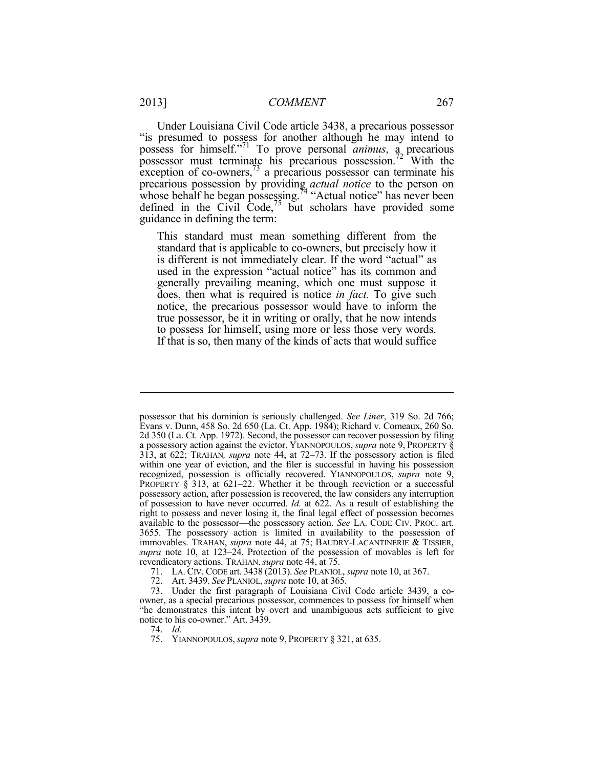Under Louisiana Civil Code article 3438, a precarious possessor "is presumed to possess for another although he may intend to possess for himself."[71] To prove personal *animus*, a precarious possessor must terminate his precarious possession.[72] With the exception of co-owners,[73] a precarious possessor can terminate his precarious possession by providing *actual notice* to the person on whose behalf he began possessing.[74] "Actual notice" has never been defined in the Civil Code,[75] but scholars have provided some guidance in defining the term:

> This standard must mean something different from the standard that is applicable to co-owners, but precisely how it is different is not immediately clear. If the word "actual" as used in the expression "actual notice" has its common and generally prevailing meaning, which one must suppose it does, then what is required is notice *in fact.* To give such notice, the precarious possessor would have to inform the true possessor, be it in writing or orally, that he now intends to possess for himself, using more or less those very words. If that is so, then many of the kinds of acts that would suffice

---

possessor that his dominion is seriously challenged. *See Liner*, 319 So. 2d 766; Evans v. Dunn, 458 So. 2d 650 (La. Ct. App. 1984); Richard v. Comeaux, 260 So. 2d 350 (La. Ct. App. 1972). Second, the possessor can recover possession by filing a possessory action against the evictor. YIANNOPOULOS, *supra* note 9, PROPERTY § 313, at 622; TRAHAN*, supra* note 44, at 72–73. If the possessory action is filed within one year of eviction, and the filer is successful in having his possession recognized, possession is officially recovered. YIANNOPOULOS, *supra* note 9, PROPERTY § 313, at 621–22. Whether it be through reeviction or a successful possessory action, after possession is recovered, the law considers any interruption of possession to have never occurred. *Id.* at 622. As a result of establishing the right to possess and never losing it, the final legal effect of possession becomes available to the possessor—the possessory action. *See* LA. CODE CIV. PROC. art. 3655. The possessory action is limited in availability to the possession of immovables. TRAHAN, *supra* note 44, at 75; BAUDRY-LACANTINERIE & TISSIER, *supra* note 10, at 123–24. Protection of the possession of movables is left for revendicatory actions. TRAHAN, *supra* note 44, at 75.

71. LA. CIV. CODE art. 3438 (2013). *See* PLANIOL, *supra* note 10, at 367.

72. Art. 3439. *See* PLANIOL, *supra* note 10, at 365.

73. Under the first paragraph of Louisiana Civil Code article 3439, a co-owner, as a special precarious possessor, commences to possess for himself when "he demonstrates this intent by overt and unambiguous acts sufficient to give notice to his co-owner." Art. 3439.

74. *Id.*

75. YIANNOPOULOS, *supra* note 9, PROPERTY § 321, at 635.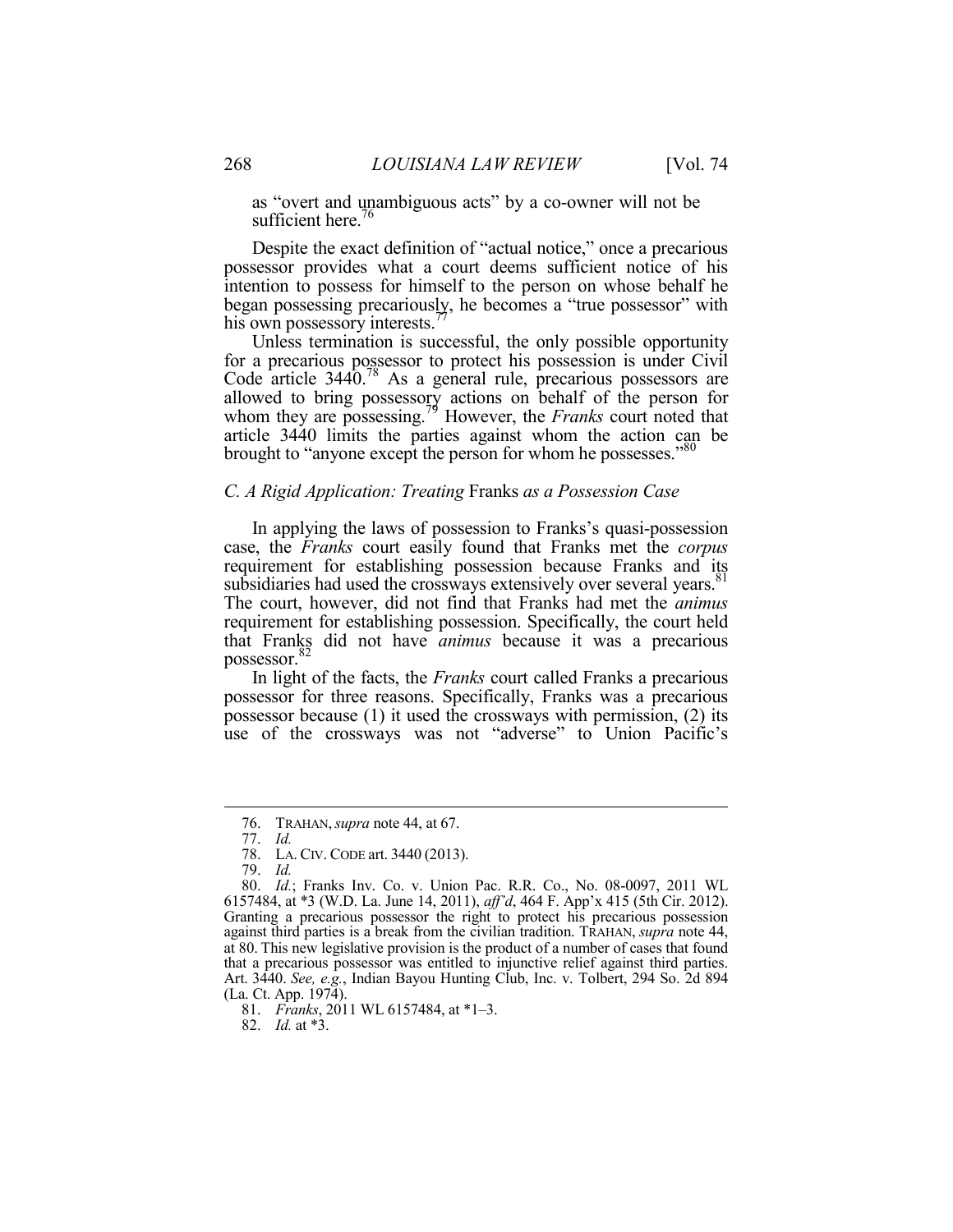as "overt and unambiguous acts" by a co-owner will not be sufficient here.[76]

Despite the exact definition of "actual notice," once a precarious possessor provides what a court deems sufficient notice of his intention to possess for himself to the person on whose behalf he began possessing precariously, he becomes a "true possessor" with his own possessory interests.[77]

Unless termination is successful, the only possible opportunity for a precarious possessor to protect his possession is under Civil Code article 3440.[78] As a general rule, precarious possessors are allowed to bring possessory actions on behalf of the person for whom they are possessing.[79] However, the *Franks* court noted that article 3440 limits the parties against whom the action can be brought to "anyone except the person for whom he possesses."[80]

### *C. A Rigid Application: Treating* Franks *as a Possession Case*

In applying the laws of possession to Franks's quasi-possession case, the *Franks* court easily found that Franks met the *corpus* requirement for establishing possession because Franks and its subsidiaries had used the crossways extensively over several years.[81] The court, however, did not find that Franks had met the *animus* requirement for establishing possession. Specifically, the court held that Franks did not have *animus* because it was a precarious possessor.[82]

In light of the facts, the *Franks* court called Franks a precarious possessor for three reasons. Specifically, Franks was a precarious possessor because (1) it used the crossways with permission, (2) its use of the crossways was not "adverse" to Union Pacific's

---

76. TRAHAN, *supra* note 44, at 67.

77. *Id.*

78. LA. CIV. CODE art. 3440 (2013).

79. *Id.*

80. *Id.*; Franks Inv. Co. v. Union Pac. R.R. Co., No. 08-0097, 2011 WL 6157484, at *3 (W.D. La. June 14, 2011), *aff'd*, 464 F. App'x 415 (5th Cir. 2012). Granting a precarious possessor the right to protect his precarious possession against third parties is a break from the civilian tradition. TRAHAN, *supra* note 44, at 80. This new legislative provision is the product of a number of cases that found that a precarious possessor was entitled to injunctive relief against third parties. Art. 3440. *See, e.g.*, Indian Bayou Hunting Club, Inc. v. Tolbert, 294 So. 2d 894 (La. Ct. App. 1974).

81. *Franks*, 2011 WL 6157484, at *1–3.

82. *Id.* at *3.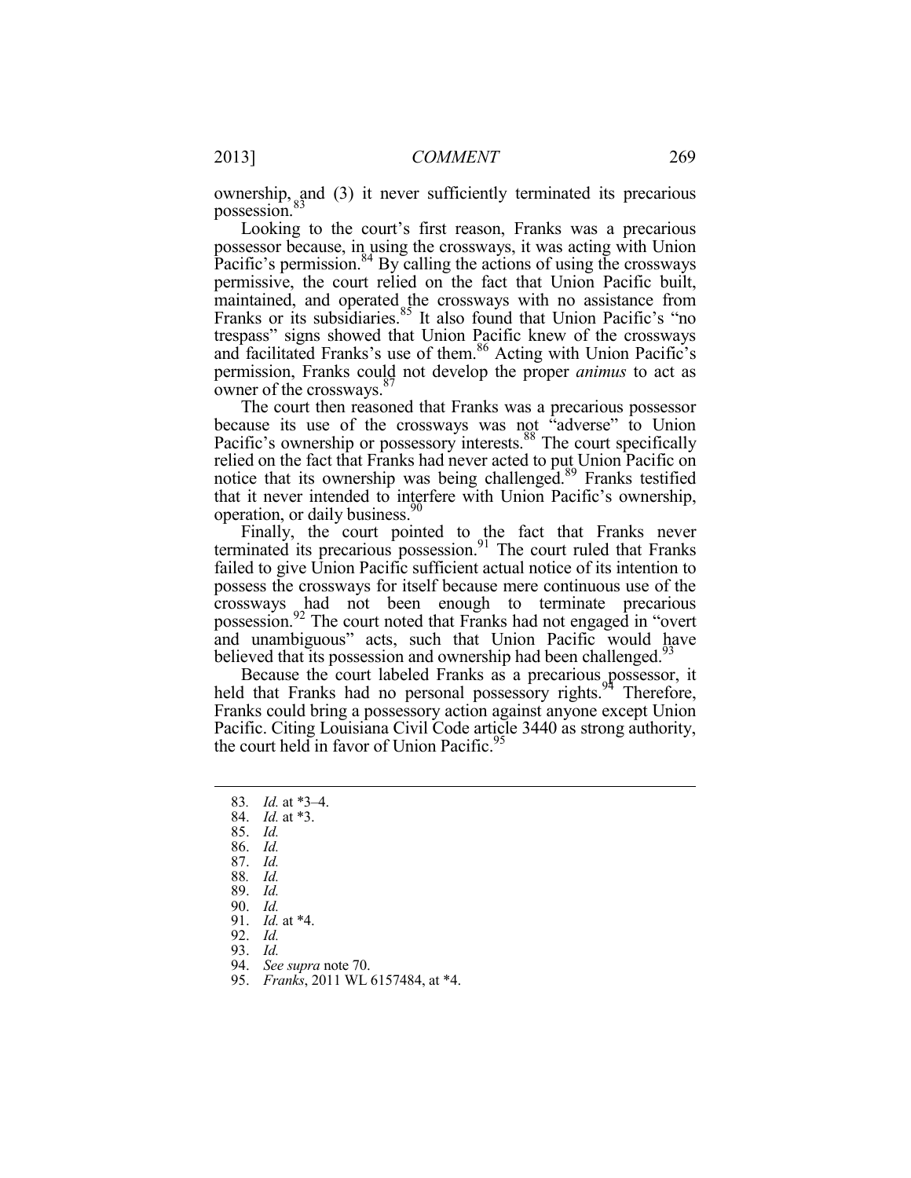ownership, and (3) it never sufficiently terminated its precarious possession.[83]

Looking to the court's first reason, Franks was a precarious possessor because, in using the crossways, it was acting with Union Pacific's permission.[84] By calling the actions of using the crossways permissive, the court relied on the fact that Union Pacific built, maintained, and operated the crossways with no assistance from Franks or its subsidiaries.[85] It also found that Union Pacific's "no trespass" signs showed that Union Pacific knew of the crossways and facilitated Franks's use of them.[86] Acting with Union Pacific's permission, Franks could not develop the proper *animus* to act as owner of the crossways.[87]

The court then reasoned that Franks was a precarious possessor because its use of the crossways was not "adverse" to Union Pacific's ownership or possessory interests.[88] The court specifically relied on the fact that Franks had never acted to put Union Pacific on notice that its ownership was being challenged.[89] Franks testified that it never intended to interfere with Union Pacific's ownership, operation, or daily business.[90]

Finally, the court pointed to the fact that Franks never terminated its precarious possession.[91] The court ruled that Franks failed to give Union Pacific sufficient actual notice of its intention to possess the crossways for itself because mere continuous use of the crossways had not been enough to terminate precarious possession.[92] The court noted that Franks had not engaged in "overt and unambiguous" acts, such that Union Pacific would have believed that its possession and ownership had been challenged.[93]

Because the court labeled Franks as a precarious possessor, it held that Franks had no personal possessory rights.[94] Therefore, Franks could bring a possessory action against anyone except Union Pacific. Citing Louisiana Civil Code article 3440 as strong authority, the court held in favor of Union Pacific.[95]

---

83. *Id.* at *3–4.
84. *Id.* at *3.
85. *Id.*
86. *Id.*
87. *Id.*
88. *Id.*
89. *Id.*
90. *Id.*
91. *Id.* at *4.
92. *Id.*
93. *Id.*
94. *See supra* note 70.
95. *Franks*, 2011 WL 6157484, at *4.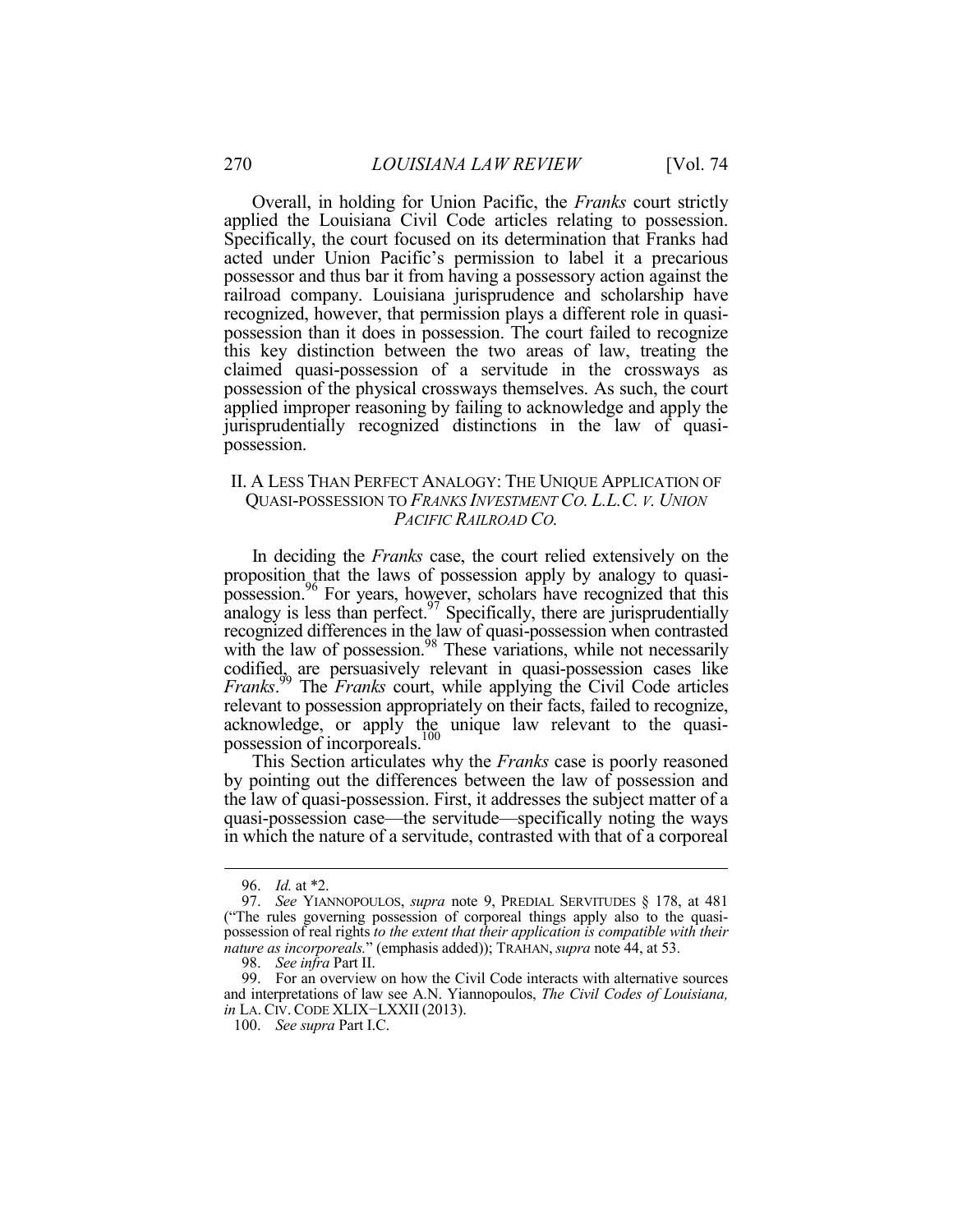Overall, in holding for Union Pacific, the *Franks* court strictly applied the Louisiana Civil Code articles relating to possession. Specifically, the court focused on its determination that Franks had acted under Union Pacific's permission to label it a precarious possessor and thus bar it from having a possessory action against the railroad company. Louisiana jurisprudence and scholarship have recognized, however, that permission plays a different role in quasi-possession than it does in possession. The court failed to recognize this key distinction between the two areas of law, treating the claimed quasi-possession of a servitude in the crossways as possession of the physical crossways themselves. As such, the court applied improper reasoning by failing to acknowledge and apply the jurisprudentially recognized distinctions in the law of quasi-possession.

## II. A LESS THAN PERFECT ANALOGY: THE UNIQUE APPLICATION OF QUASI-POSSESSION TO *FRANKS INVESTMENT CO. L.L.C. V. UNION PACIFIC RAILROAD CO.*

In deciding the *Franks* case, the court relied extensively on the proposition that the laws of possession apply by analogy to quasi-possession.[96] For years, however, scholars have recognized that this analogy is less than perfect.[97] Specifically, there are jurisprudentially recognized differences in the law of quasi-possession when contrasted with the law of possession.[98] These variations, while not necessarily codified, are persuasively relevant in quasi-possession cases like *Franks*.[99] The *Franks* court, while applying the Civil Code articles relevant to possession appropriately on their facts, failed to recognize, acknowledge, or apply the unique law relevant to the quasi-possession of incorporeals.[100]

This Section articulates why the *Franks* case is poorly reasoned by pointing out the differences between the law of possession and the law of quasi-possession. First, it addresses the subject matter of a quasi-possession case—the servitude—specifically noting the ways in which the nature of a servitude, contrasted with that of a corporeal

---

96. *Id.* at *2.

97. *See* YIANNOPOULOS, *supra* note 9, PREDIAL SERVITUDES § 178, at 481 ("The rules governing possession of corporeal things apply also to the quasi-possession of real rights *to the extent that their application is compatible with their nature as incorporeals.*" (emphasis added)); TRAHAN, *supra* note 44, at 53.

98. *See infra* Part II.

99. For an overview on how the Civil Code interacts with alternative sources and interpretations of law see A.N. Yiannopoulos, *The Civil Codes of Louisiana, in* LA. CIV. CODE XLIX−LXXII (2013).

100. *See supra* Part I.C.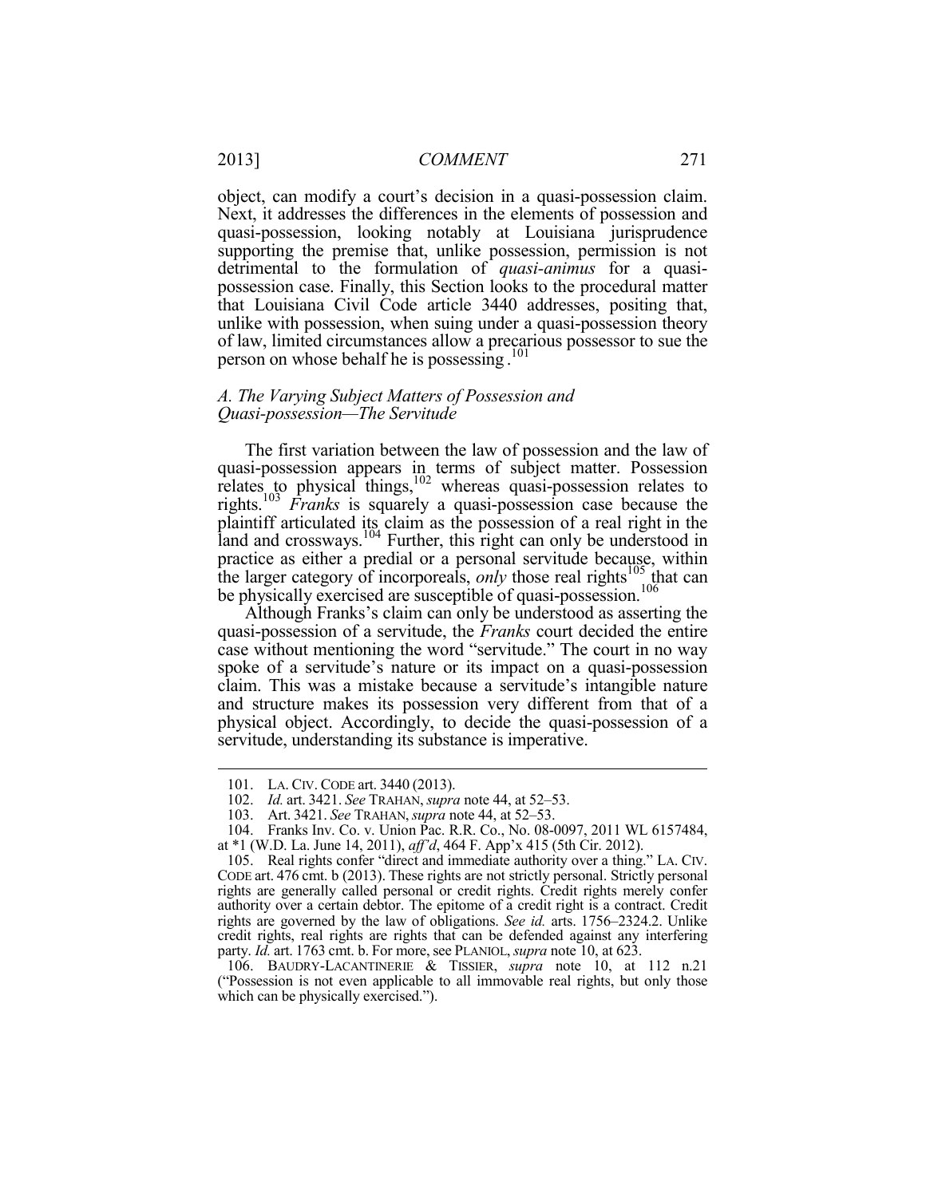object, can modify a court's decision in a quasi-possession claim. Next, it addresses the differences in the elements of possession and quasi-possession, looking notably at Louisiana jurisprudence supporting the premise that, unlike possession, permission is not detrimental to the formulation of *quasi-animus* for a quasi-possession case. Finally, this Section looks to the procedural matter that Louisiana Civil Code article 3440 addresses, positing that, unlike with possession, when suing under a quasi-possession theory of law, limited circumstances allow a precarious possessor to sue the person on whose behalf he is possessing.[101]

### *A. The Varying Subject Matters of Possession and Quasi-possession—The Servitude*

The first variation between the law of possession and the law of quasi-possession appears in terms of subject matter. Possession relates to physical things,[102] whereas quasi-possession relates to rights.[103] *Franks* is squarely a quasi-possession case because the plaintiff articulated its claim as the possession of a real right in the land and crossways.[104] Further, this right can only be understood in practice as either a predial or a personal servitude because, within the larger category of incorporeals, *only* those real rights[105] that can be physically exercised are susceptible of quasi-possession.[106]

Although Franks's claim can only be understood as asserting the quasi-possession of a servitude, the *Franks* court decided the entire case without mentioning the word "servitude." The court in no way spoke of a servitude's nature or its impact on a quasi-possession claim. This was a mistake because a servitude's intangible nature and structure makes its possession very different from that of a physical object. Accordingly, to decide the quasi-possession of a servitude, understanding its substance is imperative.

---

101. LA. CIV. CODE art. 3440 (2013).

102. *Id.* art. 3421. *See* TRAHAN, *supra* note 44, at 52–53.

103. Art. 3421. *See* TRAHAN, *supra* note 44, at 52–53.

104. Franks Inv. Co. v. Union Pac. R.R. Co., No. 08-0097, 2011 WL 6157484, at *1 (W.D. La. June 14, 2011), *aff'd*, 464 F. App'x 415 (5th Cir. 2012).

105. Real rights confer "direct and immediate authority over a thing." LA. CIV. CODE art. 476 cmt. b (2013). These rights are not strictly personal. Strictly personal rights are generally called personal or credit rights. Credit rights merely confer authority over a certain debtor. The epitome of a credit right is a contract. Credit rights are governed by the law of obligations. *See id.* arts. 1756–2324.2. Unlike credit rights, real rights are rights that can be defended against any interfering party. *Id.* art. 1763 cmt. b. For more, see PLANIOL, *supra* note 10, at 623.

106. BAUDRY-LACANTINERIE & TISSIER, *supra* note 10, at 112 n.21 ("Possession is not even applicable to all immovable real rights, but only those which can be physically exercised.").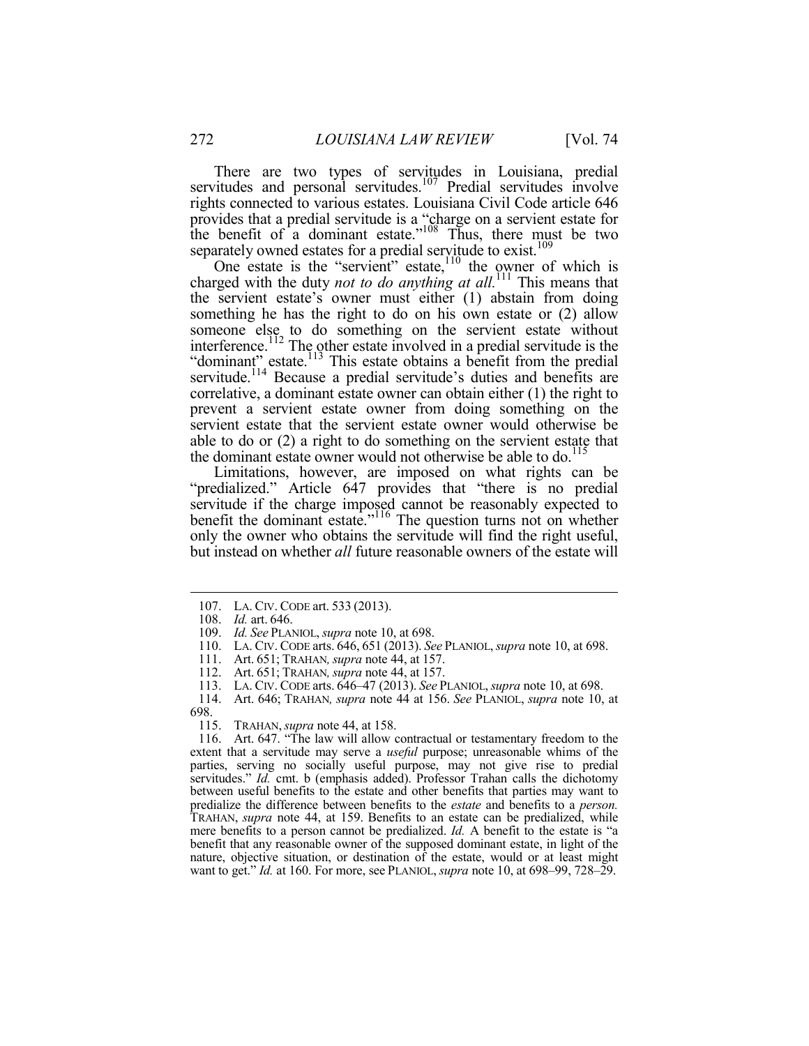There are two types of servitudes in Louisiana, predial servitudes and personal servitudes.[107] Predial servitudes involve rights connected to various estates. Louisiana Civil Code article 646 provides that a predial servitude is a "charge on a servient estate for the benefit of a dominant estate."[108] Thus, there must be two separately owned estates for a predial servitude to exist.[109]

One estate is the "servient" estate,[110] the owner of which is charged with the duty *not to do anything at all.*[111] This means that the servient estate's owner must either (1) abstain from doing something he has the right to do on his own estate or (2) allow someone else to do something on the servient estate without interference.[112] The other estate involved in a predial servitude is the "dominant" estate.[113] This estate obtains a benefit from the predial servitude.[114] Because a predial servitude's duties and benefits are correlative, a dominant estate owner can obtain either (1) the right to prevent a servient estate owner from doing something on the servient estate that the servient estate owner would otherwise be able to do or (2) a right to do something on the servient estate that the dominant estate owner would not otherwise be able to do.[115]

Limitations, however, are imposed on what rights can be "predialized." Article 647 provides that "there is no predial servitude if the charge imposed cannot be reasonably expected to benefit the dominant estate."[116] The question turns not on whether only the owner who obtains the servitude will find the right useful, but instead on whether *all* future reasonable owners of the estate will

---

107. LA. CIV. CODE art. 533 (2013).

108. *Id.* art. 646.

109. *Id. See* PLANIOL, *supra* note 10, at 698.

110. LA. CIV. CODE arts. 646, 651 (2013). *See* PLANIOL, *supra* note 10, at 698.

111. Art. 651; TRAHAN*, supra* note 44, at 157.

112. Art. 651; TRAHAN*, supra* note 44, at 157.

113. LA. CIV. CODE arts. 646–47 (2013). *See* PLANIOL, *supra* note 10, at 698.

114. Art. 646; TRAHAN*, supra* note 44 at 156. *See* PLANIOL, *supra* note 10, at 698.

115. TRAHAN, *supra* note 44, at 158.

116. Art. 647. "The law will allow contractual or testamentary freedom to the extent that a servitude may serve a *useful* purpose; unreasonable whims of the parties, serving no socially useful purpose, may not give rise to predial servitudes." *Id.* cmt. b (emphasis added). Professor Trahan calls the dichotomy between useful benefits to the estate and other benefits that parties may want to predialize the difference between benefits to the *estate* and benefits to a *person.* TRAHAN, *supra* note 44, at 159. Benefits to an estate can be predialized, while mere benefits to a person cannot be predialized. *Id.* A benefit to the estate is "a benefit that any reasonable owner of the supposed dominant estate, in light of the nature, objective situation, or destination of the estate, would or at least might want to get." *Id.* at 160. For more, see PLANIOL, *supra* note 10, at 698–99, 728–29.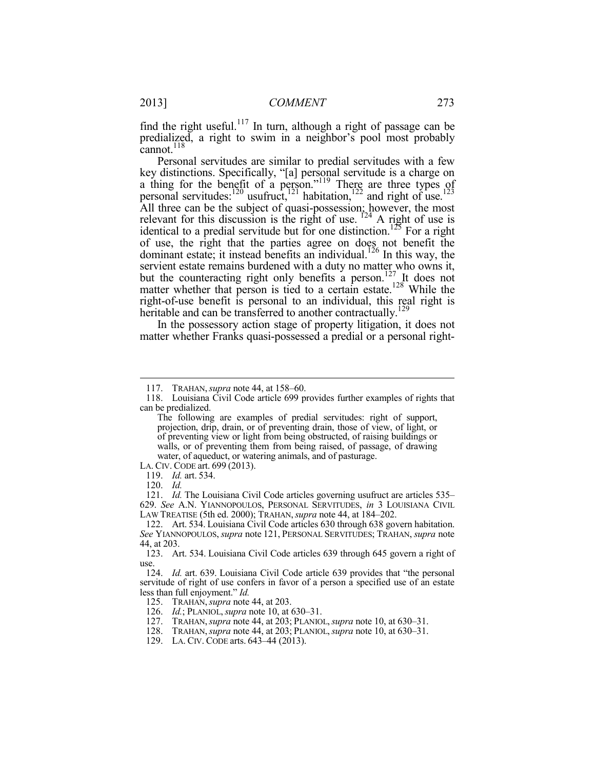find the right useful.[117] In turn, although a right of passage can be predialized, a right to swim in a neighbor's pool most probably cannot.[118]

Personal servitudes are similar to predial servitudes with a few key distinctions. Specifically, "[a] personal servitude is a charge on a thing for the benefit of a person."[119] There are three types of personal servitudes:[120] usufruct,[121] habitation,[122] and right of use.[123] All three can be the subject of quasi-possession; however, the most relevant for this discussion is the right of use. [124] A right of use is identical to a predial servitude but for one distinction.[125] For a right of use, the right that the parties agree on does not benefit the dominant estate; it instead benefits an individual.[126] In this way, the servient estate remains burdened with a duty no matter who owns it, but the counteracting right only benefits a person.[127] It does not matter whether that person is tied to a certain estate.[128] While the right-of-use benefit is personal to an individual, this real right is heritable and can be transferred to another contractually.[129]

In the possessory action stage of property litigation, it does not matter whether Franks quasi-possessed a predial or a personal right-

---

117. TRAHAN, *supra* note 44, at 158–60.

118. Louisiana Civil Code article 699 provides further examples of rights that can be predialized.

> The following are examples of predial servitudes: right of support, projection, drip, drain, or of preventing drain, those of view, of light, or of preventing view or light from being obstructed, of raising buildings or walls, or of preventing them from being raised, of passage, of drawing water, of aqueduct, or watering animals, and of pasturage.

LA. CIV. CODE art. 699 (2013).

119. *Id.* art. 534.

120. *Id.*

121. *Id.* The Louisiana Civil Code articles governing usufruct are articles 535–629. *See* A.N. YIANNOPOULOS, PERSONAL SERVITUDES, *in* 3 LOUISIANA CIVIL LAW TREATISE (5th ed. 2000); TRAHAN, *supra* note 44, at 184–202.

122. Art. 534. Louisiana Civil Code articles 630 through 638 govern habitation. *See* YIANNOPOULOS, *supra* note 121, PERSONAL SERVITUDES; TRAHAN, *supra* note 44, at 203.

123. Art. 534. Louisiana Civil Code articles 639 through 645 govern a right of use.

124. *Id.* art. 639. Louisiana Civil Code article 639 provides that "the personal servitude of right of use confers in favor of a person a specified use of an estate less than full enjoyment." *Id.*

125. TRAHAN, *supra* note 44, at 203.

126. *Id.*; PLANIOL, *supra* note 10, at 630–31.

127. TRAHAN, *supra* note 44, at 203; PLANIOL, *supra* note 10, at 630–31.

128. TRAHAN, *supra* note 44, at 203; PLANIOL, *supra* note 10, at 630–31.

129. LA. CIV. CODE arts. 643–44 (2013).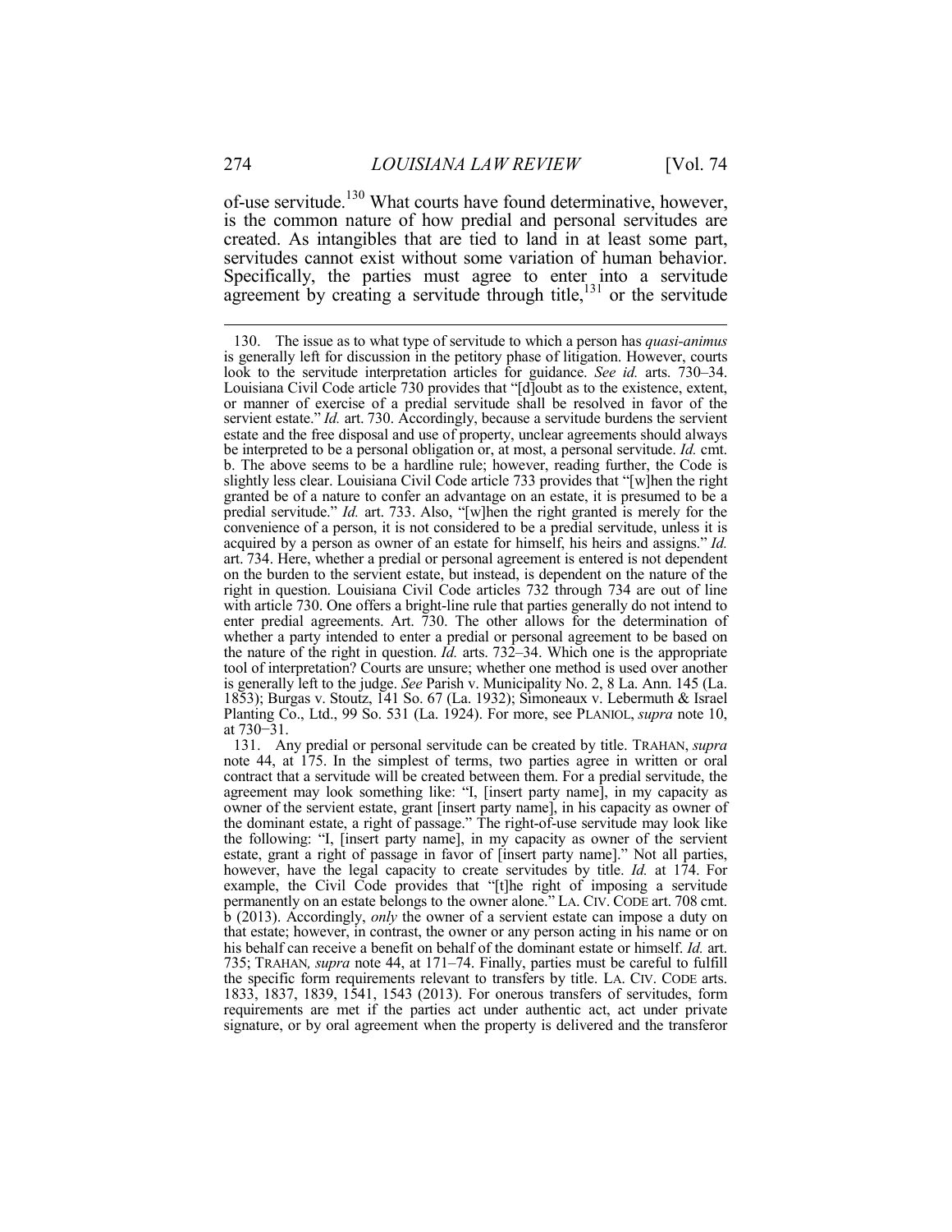of-use servitude.[130] What courts have found determinative, however, is the common nature of how predial and personal servitudes are created. As intangibles that are tied to land in at least some part, servitudes cannot exist without some variation of human behavior. Specifically, the parties must agree to enter into a servitude agreement by creating a servitude through title,[131] or the servitude

---

130. The issue as to what type of servitude to which a person has *quasi-animus* is generally left for discussion in the petitory phase of litigation. However, courts look to the servitude interpretation articles for guidance. *See id.* arts. 730–34. Louisiana Civil Code article 730 provides that "[d]oubt as to the existence, extent, or manner of exercise of a predial servitude shall be resolved in favor of the servient estate." *Id.* art. 730. Accordingly, because a servitude burdens the servient estate and the free disposal and use of property, unclear agreements should always be interpreted to be a personal obligation or, at most, a personal servitude. *Id.* cmt. b. The above seems to be a hardline rule; however, reading further, the Code is slightly less clear. Louisiana Civil Code article 733 provides that "[w]hen the right granted be of a nature to confer an advantage on an estate, it is presumed to be a predial servitude." *Id.* art. 733. Also, "[w]hen the right granted is merely for the convenience of a person, it is not considered to be a predial servitude, unless it is acquired by a person as owner of an estate for himself, his heirs and assigns." *Id.* art. 734. Here, whether a predial or personal agreement is entered is not dependent on the burden to the servient estate, but instead, is dependent on the nature of the right in question. Louisiana Civil Code articles 732 through 734 are out of line with article 730. One offers a bright-line rule that parties generally do not intend to enter predial agreements. Art. 730. The other allows for the determination of whether a party intended to enter a predial or personal agreement to be based on the nature of the right in question. *Id.* arts. 732–34. Which one is the appropriate tool of interpretation? Courts are unsure; whether one method is used over another is generally left to the judge. *See* Parish v. Municipality No. 2, 8 La. Ann. 145 (La. 1853); Burgas v. Stoutz, 141 So. 67 (La. 1932); Simoneaux v. Lebermuth & Israel Planting Co., Ltd., 99 So. 531 (La. 1924). For more, see PLANIOL, *supra* note 10, at 730–31.

131. Any predial or personal servitude can be created by title. TRAHAN, *supra* note 44, at 175. In the simplest of terms, two parties agree in written or oral contract that a servitude will be created between them. For a predial servitude, the agreement may look something like: "I, [insert party name], in my capacity as owner of the servient estate, grant [insert party name], in his capacity as owner of the dominant estate, a right of passage." The right-of-use servitude may look like the following: "I, [insert party name], in my capacity as owner of the servient estate, grant a right of passage in favor of [insert party name]." Not all parties, however, have the legal capacity to create servitudes by title. *Id.* at 174. For example, the Civil Code provides that "[t]he right of imposing a servitude permanently on an estate belongs to the owner alone." LA. CIV. CODE art. 708 cmt. b (2013). Accordingly, *only* the owner of a servient estate can impose a duty on that estate; however, in contrast, the owner or any person acting in his name or on his behalf can receive a benefit on behalf of the dominant estate or himself. *Id.* art. 735; TRAHAN, *supra* note 44, at 171–74. Finally, parties must be careful to fulfill the specific form requirements relevant to transfers by title. LA. CIV. CODE arts. 1833, 1837, 1839, 1541, 1543 (2013). For onerous transfers of servitudes, form requirements are met if the parties act under authentic act, act under private signature, or by oral agreement when the property is delivered and the transferor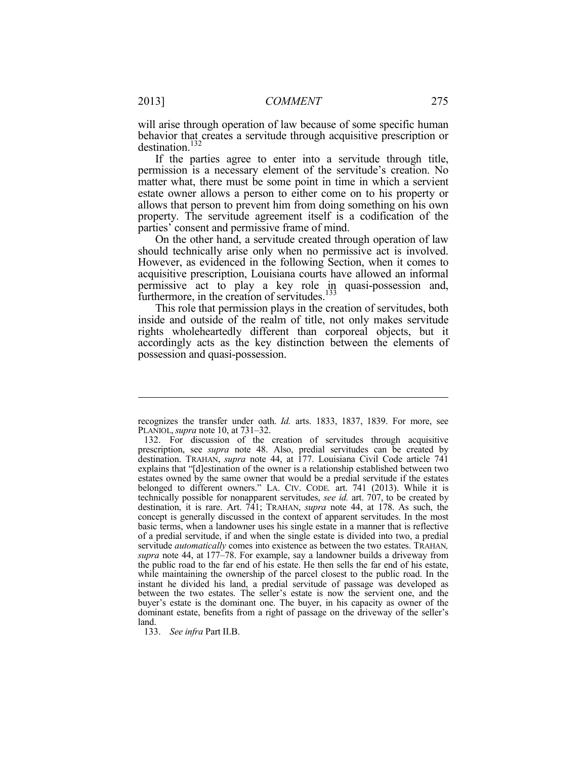will arise through operation of law because of some specific human behavior that creates a servitude through acquisitive prescription or destination.[132]

If the parties agree to enter into a servitude through title, permission is a necessary element of the servitude's creation. No matter what, there must be some point in time in which a servient estate owner allows a person to either come on to his property or allows that person to prevent him from doing something on his own property. The servitude agreement itself is a codification of the parties' consent and permissive frame of mind.

On the other hand, a servitude created through operation of law should technically arise only when no permissive act is involved. However, as evidenced in the following Section, when it comes to acquisitive prescription, Louisiana courts have allowed an informal permissive act to play a key role in quasi-possession and, furthermore, in the creation of servitudes.[133]

This role that permission plays in the creation of servitudes, both inside and outside of the realm of title, not only makes servitude rights wholeheartedly different than corporeal objects, but it accordingly acts as the key distinction between the elements of possession and quasi-possession.

---

recognizes the transfer under oath. *Id.* arts. 1833, 1837, 1839. For more, see PLANIOL, *supra* note 10, at 731–32.

132. For discussion of the creation of servitudes through acquisitive prescription, see *supra* note 48. Also, predial servitudes can be created by destination. TRAHAN, *supra* note 44, at 177. Louisiana Civil Code article 741 explains that "[d]estination of the owner is a relationship established between two estates owned by the same owner that would be a predial servitude if the estates belonged to different owners." LA. CIV. CODE. art. 741 (2013). While it is technically possible for nonapparent servitudes, *see id.* art. 707, to be created by destination, it is rare. Art. 741; TRAHAN, *supra* note 44, at 178. As such, the concept is generally discussed in the context of apparent servitudes. In the most basic terms, when a landowner uses his single estate in a manner that is reflective of a predial servitude, if and when the single estate is divided into two, a predial servitude *automatically* comes into existence as between the two estates. TRAHAN, *supra* note 44, at 177–78. For example, say a landowner builds a driveway from the public road to the far end of his estate. He then sells the far end of his estate, while maintaining the ownership of the parcel closest to the public road. In the instant he divided his land, a predial servitude of passage was developed as between the two estates. The seller's estate is now the servient one, and the buyer's estate is the dominant one. The buyer, in his capacity as owner of the dominant estate, benefits from a right of passage on the driveway of the seller's land.

133. *See infra* Part II.B.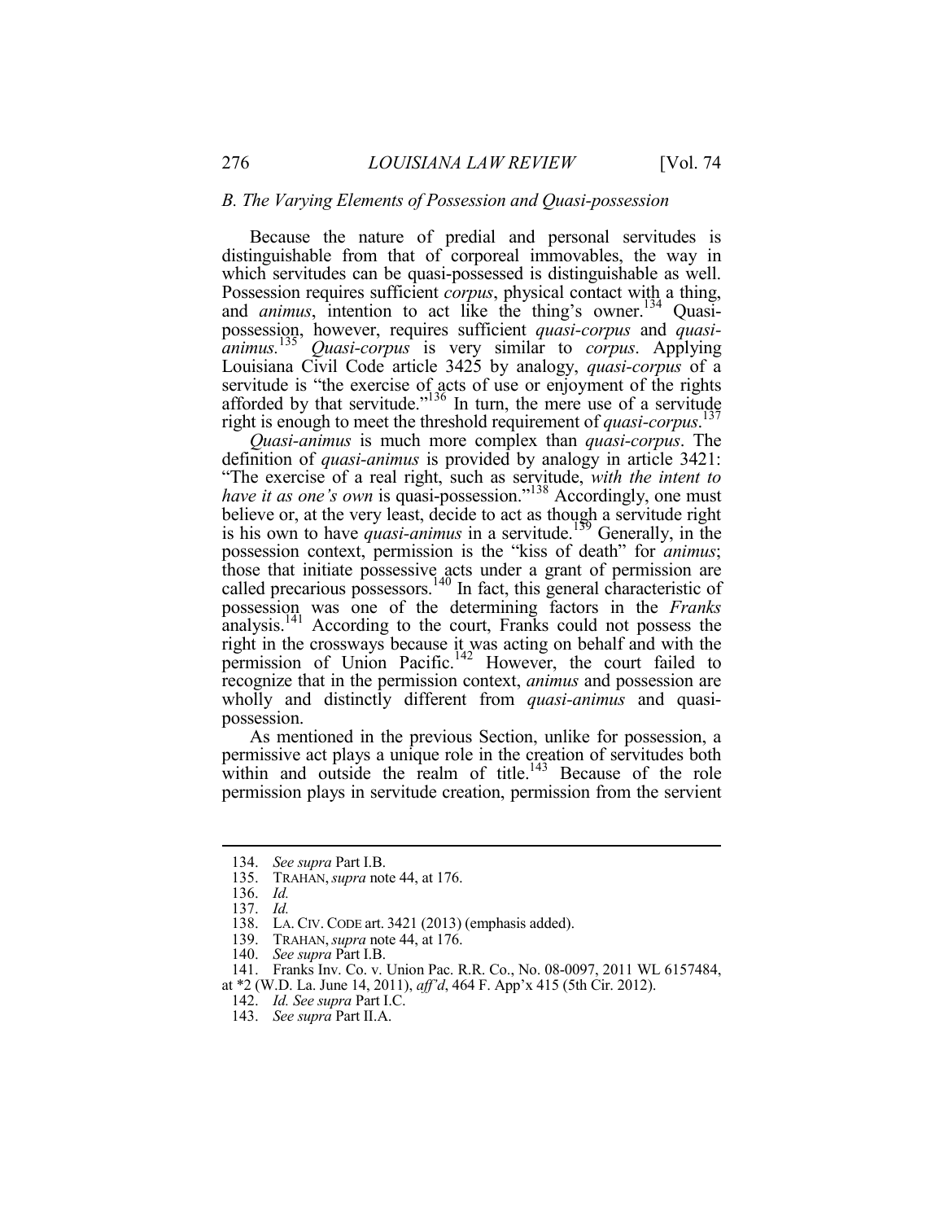### *B. The Varying Elements of Possession and Quasi-possession*

Because the nature of predial and personal servitudes is distinguishable from that of corporeal immovables, the way in which servitudes can be quasi-possessed is distinguishable as well. Possession requires sufficient *corpus*, physical contact with a thing, and *animus*, intention to act like the thing's owner.[134] Quasi-possession, however, requires sufficient *quasi-corpus* and *quasi-animus*.[135] *Quasi-corpus* is very similar to *corpus*. Applying Louisiana Civil Code article 3425 by analogy, *quasi-corpus* of a servitude is "the exercise of acts of use or enjoyment of the rights afforded by that servitude."[136] In turn, the mere use of a servitude right is enough to meet the threshold requirement of *quasi-corpus*.[137]

*Quasi-animus* is much more complex than *quasi-corpus*. The definition of *quasi-animus* is provided by analogy in article 3421: "The exercise of a real right, such as servitude, *with the intent to have it as one's own* is quasi-possession."[138] Accordingly, one must believe or, at the very least, decide to act as though a servitude right is his own to have *quasi-animus* in a servitude.[139] Generally, in the possession context, permission is the "kiss of death" for *animus*; those that initiate possessive acts under a grant of permission are called precarious possessors.[140] In fact, this general characteristic of possession was one of the determining factors in the *Franks* analysis.[141] According to the court, Franks could not possess the right in the crossways because it was acting on behalf and with the permission of Union Pacific.[142] However, the court failed to recognize that in the permission context, *animus* and possession are wholly and distinctly different from *quasi-animus* and quasi-possession.

As mentioned in the previous Section, unlike for possession, a permissive act plays a unique role in the creation of servitudes both within and outside the realm of title.[143] Because of the role permission plays in servitude creation, permission from the servient

---

134. *See supra* Part I.B.
135. TRAHAN, *supra* note 44, at 176.
136. *Id.*
137. *Id.*
138. LA. CIV. CODE art. 3421 (2013) (emphasis added).
139. TRAHAN, *supra* note 44, at 176.
140. *See supra* Part I.B.
141. Franks Inv. Co. v. Union Pac. R.R. Co., No. 08-0097, 2011 WL 6157484, at *2 (W.D. La. June 14, 2011), *aff'd*, 464 F. App'x 415 (5th Cir. 2012).
142. *Id. See supra* Part I.C.
143. *See supra* Part II.A.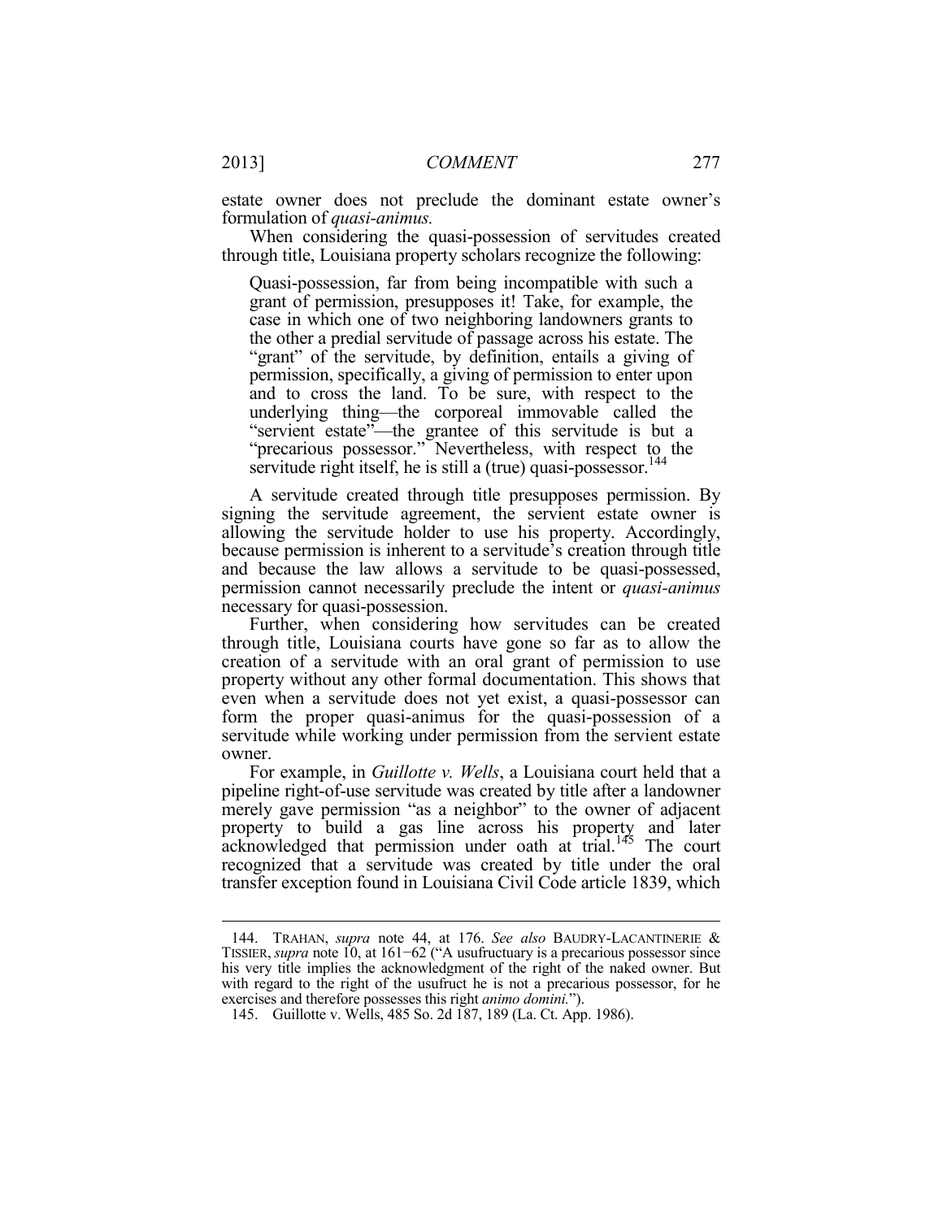estate owner does not preclude the dominant estate owner's formulation of *quasi-animus.*

When considering the quasi-possession of servitudes created through title, Louisiana property scholars recognize the following:

> Quasi-possession, far from being incompatible with such a grant of permission, presupposes it! Take, for example, the case in which one of two neighboring landowners grants to the other a predial servitude of passage across his estate. The "grant" of the servitude, by definition, entails a giving of permission, specifically, a giving of permission to enter upon and to cross the land. To be sure, with respect to the underlying thing—the corporeal immovable called the "servient estate"—the grantee of this servitude is but a "precarious possessor." Nevertheless, with respect to the servitude right itself, he is still a (true) quasi-possessor.[144]

A servitude created through title presupposes permission. By signing the servitude agreement, the servient estate owner is allowing the servitude holder to use his property. Accordingly, because permission is inherent to a servitude's creation through title and because the law allows a servitude to be quasi-possessed, permission cannot necessarily preclude the intent or *quasi-animus* necessary for quasi-possession.

Further, when considering how servitudes can be created through title, Louisiana courts have gone so far as to allow the creation of a servitude with an oral grant of permission to use property without any other formal documentation. This shows that even when a servitude does not yet exist, a quasi-possessor can form the proper quasi-animus for the quasi-possession of a servitude while working under permission from the servient estate owner.

For example, in *Guillotte v. Wells*, a Louisiana court held that a pipeline right-of-use servitude was created by title after a landowner merely gave permission "as a neighbor" to the owner of adjacent property to build a gas line across his property and later acknowledged that permission under oath at trial.[145] The court recognized that a servitude was created by title under the oral transfer exception found in Louisiana Civil Code article 1839, which

---

144. TRAHAN, *supra* note 44, at 176. *See also* BAUDRY-LACANTINERIE & TISSIER, *supra* note 10, at 161−62 ("A usufructuary is a precarious possessor since his very title implies the acknowledgment of the right of the naked owner. But with regard to the right of the usufruct he is not a precarious possessor, for he exercises and therefore possesses this right *animo domini.*").

145. Guillotte v. Wells, 485 So. 2d 187, 189 (La. Ct. App. 1986).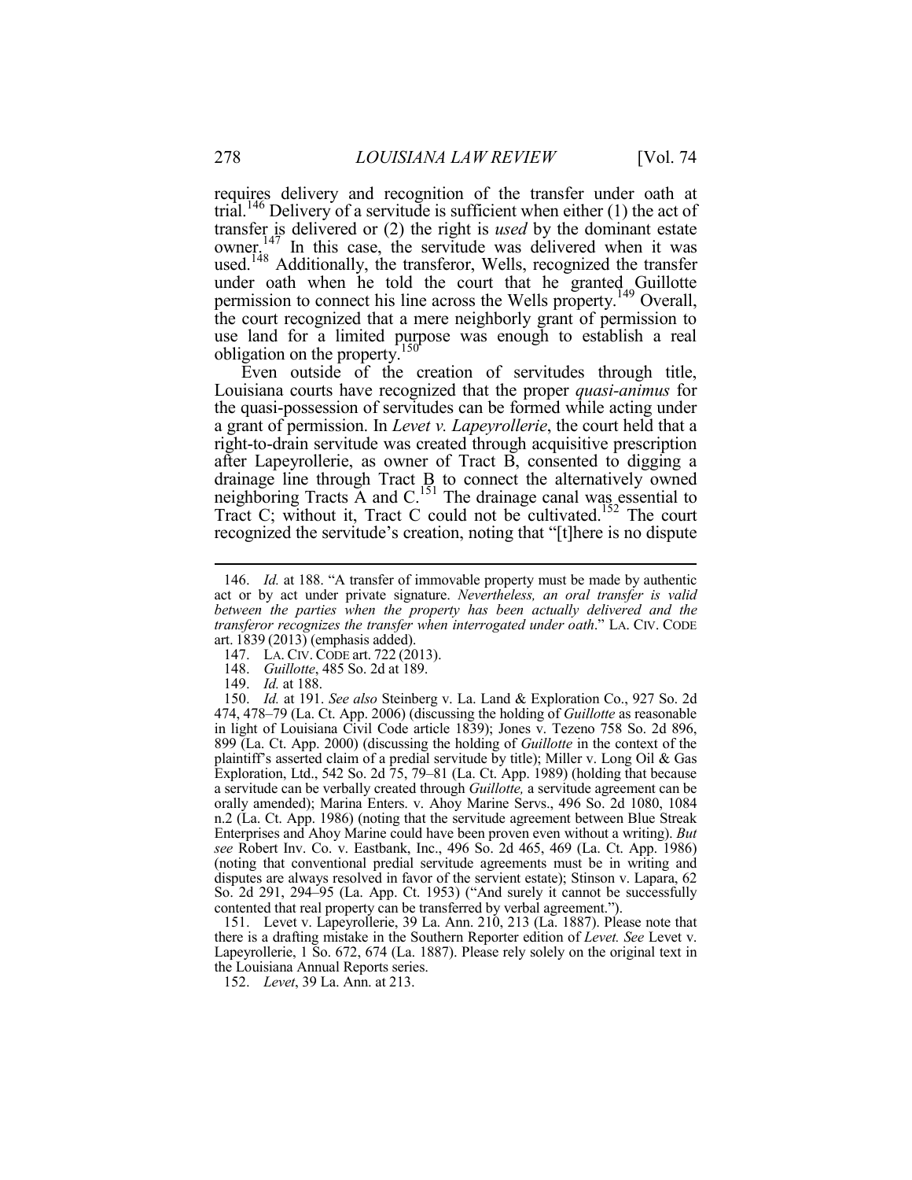requires delivery and recognition of the transfer under oath at trial.[146] Delivery of a servitude is sufficient when either (1) the act of transfer is delivered or (2) the right is *used* by the dominant estate owner.[147] In this case, the servitude was delivered when it was used.[148] Additionally, the transferor, Wells, recognized the transfer under oath when he told the court that he granted Guillotte permission to connect his line across the Wells property.[149] Overall, the court recognized that a mere neighborly grant of permission to use land for a limited purpose was enough to establish a real obligation on the property.[150]

Even outside of the creation of servitudes through title, Louisiana courts have recognized that the proper *quasi-animus* for the quasi-possession of servitudes can be formed while acting under a grant of permission. In *Levet v. Lapeyrollerie*, the court held that a right-to-drain servitude was created through acquisitive prescription after Lapeyrollerie, as owner of Tract B, consented to digging a drainage line through Tract B to connect the alternatively owned neighboring Tracts A and C.[151] The drainage canal was essential to Tract C; without it, Tract C could not be cultivated.[152] The court recognized the servitude's creation, noting that "[t]here is no dispute

---

146. *Id.* at 188. "A transfer of immovable property must be made by authentic act or by act under private signature. *Nevertheless, an oral transfer is valid between the parties when the property has been actually delivered and the transferor recognizes the transfer when interrogated under oath*." LA. CIV. CODE art. 1839 (2013) (emphasis added).

147. LA. CIV. CODE art. 722 (2013).

148. *Guillotte*, 485 So. 2d at 189.

149. *Id.* at 188.

150. *Id.* at 191. *See also* Steinberg v. La. Land & Exploration Co., 927 So. 2d 474, 478–79 (La. Ct. App. 2006) (discussing the holding of *Guillotte* as reasonable in light of Louisiana Civil Code article 1839); Jones v. Tezeno 758 So. 2d 896, 899 (La. Ct. App. 2000) (discussing the holding of *Guillotte* in the context of the plaintiff's asserted claim of a predial servitude by title); Miller v. Long Oil & Gas Exploration, Ltd., 542 So. 2d 75, 79–81 (La. Ct. App. 1989) (holding that because a servitude can be verbally created through *Guillotte,* a servitude agreement can be orally amended); Marina Enters. v. Ahoy Marine Servs., 496 So. 2d 1080, 1084 n.2 (La. Ct. App. 1986) (noting that the servitude agreement between Blue Streak Enterprises and Ahoy Marine could have been proven even without a writing). *But see* Robert Inv. Co. v. Eastbank, Inc., 496 So. 2d 465, 469 (La. Ct. App. 1986) (noting that conventional predial servitude agreements must be in writing and disputes are always resolved in favor of the servient estate); Stinson v. Lapara, 62 So. 2d 291, 294–95 (La. App. Ct. 1953) ("And surely it cannot be successfully contented that real property can be transferred by verbal agreement.").

151. Levet v. Lapeyrollerie, 39 La. Ann. 210, 213 (La. 1887). Please note that there is a drafting mistake in the Southern Reporter edition of *Levet. See* Levet v. Lapeyrollerie, 1 So. 672, 674 (La. 1887). Please rely solely on the original text in the Louisiana Annual Reports series.

152. *Levet*, 39 La. Ann. at 213.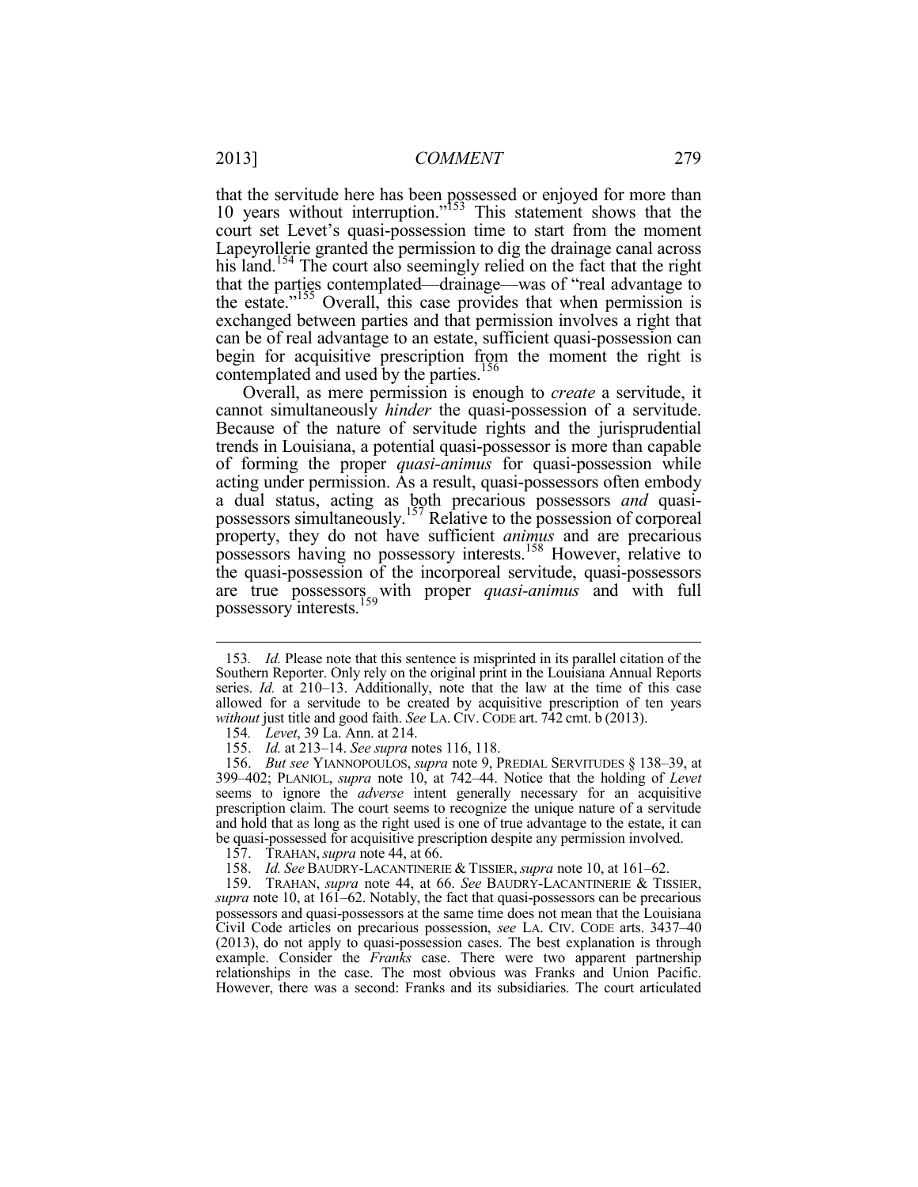that the servitude here has been possessed or enjoyed for more than 10 years without interruption."[153] This statement shows that the court set Levet's quasi-possession time to start from the moment Lapeyrollerie granted the permission to dig the drainage canal across his land.[154] The court also seemingly relied on the fact that the right that the parties contemplated—drainage—was of "real advantage to the estate."[155] Overall, this case provides that when permission is exchanged between parties and that permission involves a right that can be of real advantage to an estate, sufficient quasi-possession can begin for acquisitive prescription from the moment the right is contemplated and used by the parties.[156]

Overall, as mere permission is enough to *create* a servitude, it cannot simultaneously *hinder* the quasi-possession of a servitude. Because of the nature of servitude rights and the jurisprudential trends in Louisiana, a potential quasi-possessor is more than capable of forming the proper *quasi-animus* for quasi-possession while acting under permission. As a result, quasi-possessors often embody a dual status, acting as both precarious possessors *and* quasi-possessors simultaneously.[157] Relative to the possession of corporeal property, they do not have sufficient *animus* and are precarious possessors having no possessory interests.[158] However, relative to the quasi-possession of the incorporeal servitude, quasi-possessors are true possessors with proper *quasi-animus* and with full possessory interests.[159]

---

153. *Id.* Please note that this sentence is misprinted in its parallel citation of the Southern Reporter. Only rely on the original print in the Louisiana Annual Reports series. *Id.* at 210–13. Additionally, note that the law at the time of this case allowed for a servitude to be created by acquisitive prescription of ten years *without* just title and good faith. *See* LA. CIV. CODE art. 742 cmt. b (2013).

154. *Levet*, 39 La. Ann. at 214.

155. *Id.* at 213–14. *See supra* notes 116, 118.

156. *But see* YIANNOPOULOS, *supra* note 9, PREDIAL SERVITUDES § 138–39, at 399–402; PLANIOL, *supra* note 10, at 742–44. Notice that the holding of *Levet* seems to ignore the *adverse* intent generally necessary for an acquisitive prescription claim. The court seems to recognize the unique nature of a servitude and hold that as long as the right used is one of true advantage to the estate, it can be quasi-possessed for acquisitive prescription despite any permission involved.

157. TRAHAN, *supra* note 44, at 66.

158. *Id. See* BAUDRY-LACANTINERIE & TISSIER, *supra* note 10, at 161–62.

159. TRAHAN, *supra* note 44, at 66. *See* BAUDRY-LACANTINERIE & TISSIER, *supra* note 10, at 161–62. Notably, the fact that quasi-possessors can be precarious possessors and quasi-possessors at the same time does not mean that the Louisiana Civil Code articles on precarious possession, *see* LA. CIV. CODE arts. 3437–40 (2013), do not apply to quasi-possession cases. The best explanation is through example. Consider the *Franks* case. There were two apparent partnership relationships in the case. The most obvious was Franks and Union Pacific. However, there was a second: Franks and its subsidiaries. The court articulated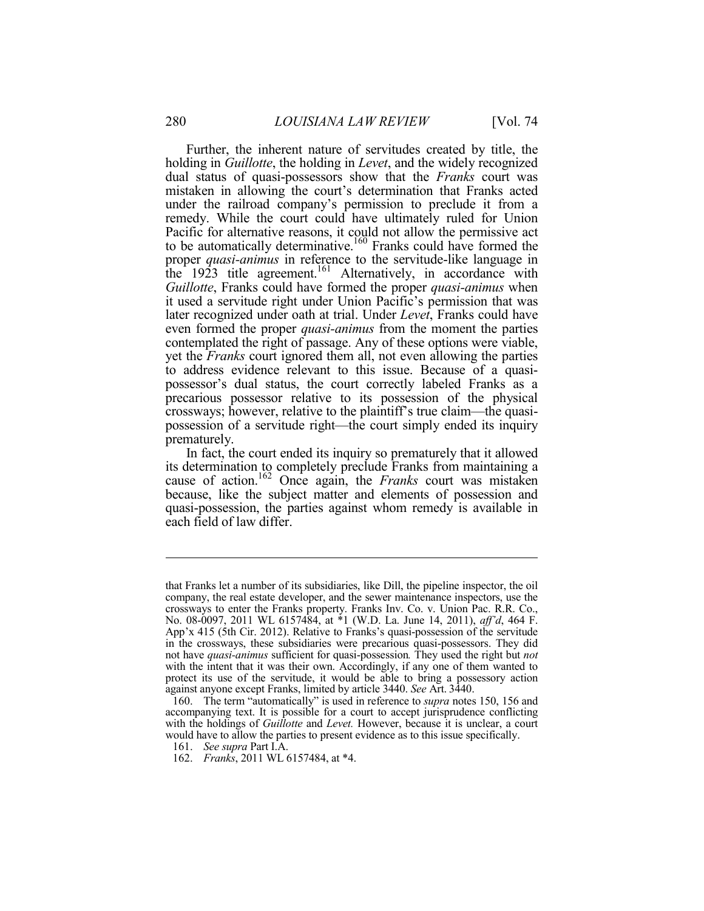Further, the inherent nature of servitudes created by title, the holding in *Guillotte*, the holding in *Levet*, and the widely recognized dual status of quasi-possessors show that the *Franks* court was mistaken in allowing the court's determination that Franks acted under the railroad company's permission to preclude it from a remedy. While the court could have ultimately ruled for Union Pacific for alternative reasons, it could not allow the permissive act to be automatically determinative.[160] Franks could have formed the proper *quasi-animus* in reference to the servitude-like language in the 1923 title agreement.[161] Alternatively, in accordance with *Guillotte*, Franks could have formed the proper *quasi-animus* when it used a servitude right under Union Pacific's permission that was later recognized under oath at trial. Under *Levet*, Franks could have even formed the proper *quasi-animus* from the moment the parties contemplated the right of passage. Any of these options were viable, yet the *Franks* court ignored them all, not even allowing the parties to address evidence relevant to this issue. Because of a quasi-possessor's dual status, the court correctly labeled Franks as a precarious possessor relative to its possession of the physical crossways; however, relative to the plaintiff's true claim—the quasi-possession of a servitude right—the court simply ended its inquiry prematurely.

In fact, the court ended its inquiry so prematurely that it allowed its determination to completely preclude Franks from maintaining a cause of action.[162] Once again, the *Franks* court was mistaken because, like the subject matter and elements of possession and quasi-possession, the parties against whom remedy is available in each field of law differ.

---

that Franks let a number of its subsidiaries, like Dill, the pipeline inspector, the oil company, the real estate developer, and the sewer maintenance inspectors, use the crossways to enter the Franks property. Franks Inv. Co. v. Union Pac. R.R. Co., No. 08-0097, 2011 WL 6157484, at *1 (W.D. La. June 14, 2011), *aff'd*, 464 F. App'x 415 (5th Cir. 2012). Relative to Franks's quasi-possession of the servitude in the crossways, these subsidiaries were precarious quasi-possessors. They did not have *quasi-animus* sufficient for quasi-possession. They used the right but *not* with the intent that it was their own. Accordingly, if any one of them wanted to protect its use of the servitude, it would be able to bring a possessory action against anyone except Franks, limited by article 3440. *See* Art. 3440.

160. The term "automatically" is used in reference to *supra* notes 150, 156 and accompanying text. It is possible for a court to accept jurisprudence conflicting with the holdings of *Guillotte* and *Levet.* However, because it is unclear, a court would have to allow the parties to present evidence as to this issue specifically.

161. *See supra* Part I.A.

162. *Franks*, 2011 WL 6157484, at *4.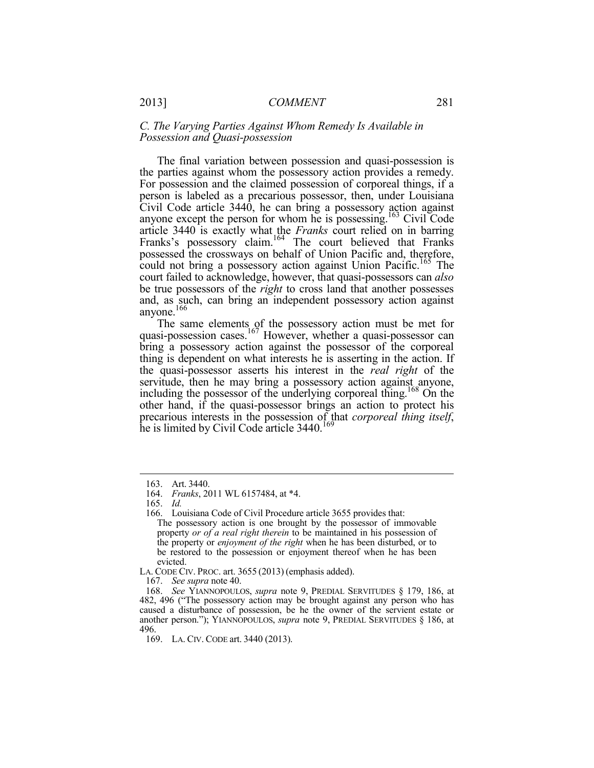### *C. The Varying Parties Against Whom Remedy Is Available in Possession and Quasi-possession*

The final variation between possession and quasi-possession is the parties against whom the possessory action provides a remedy. For possession and the claimed possession of corporeal things, if a person is labeled as a precarious possessor, then, under Louisiana Civil Code article 3440, he can bring a possessory action against anyone except the person for whom he is possessing.[163] Civil Code article 3440 is exactly what the *Franks* court relied on in barring Franks's possessory claim.[164] The court believed that Franks possessed the crossways on behalf of Union Pacific and, therefore, could not bring a possessory action against Union Pacific.[165] The court failed to acknowledge, however, that quasi-possessors can *also* be true possessors of the *right* to cross land that another possesses and, as such, can bring an independent possessory action against anyone.[166]

The same elements of the possessory action must be met for quasi-possession cases.[167] However, whether a quasi-possessor can bring a possessory action against the possessor of the corporeal thing is dependent on what interests he is asserting in the action. If the quasi-possessor asserts his interest in the *real right* of the servitude, then he may bring a possessory action against anyone, including the possessor of the underlying corporeal thing.[168] On the other hand, if the quasi-possessor brings an action to protect his precarious interests in the possession of that *corporeal thing itself*, he is limited by Civil Code article 3440.[169]

---

163. Art. 3440.

164. *Franks*, 2011 WL 6157484, at *4.

165. *Id.*

166. Louisiana Code of Civil Procedure article 3655 provides that:

> The possessory action is one brought by the possessor of immovable property *or of a real right therein* to be maintained in his possession of the property or *enjoyment of the right* when he has been disturbed, or to be restored to the possession or enjoyment thereof when he has been evicted.

LA. CODE CIV. PROC. art. 3655 (2013) (emphasis added).

167. *See supra* note 40.

168. *See* YIANNOPOULOS, *supra* note 9, PREDIAL SERVITUDES § 179, 186, at 482, 496 ("The possessory action may be brought against any person who has caused a disturbance of possession, be he the owner of the servient estate or another person."); YIANNOPOULOS, *supra* note 9, PREDIAL SERVITUDES § 186, at 496.

169. LA. CIV. CODE art. 3440 (2013).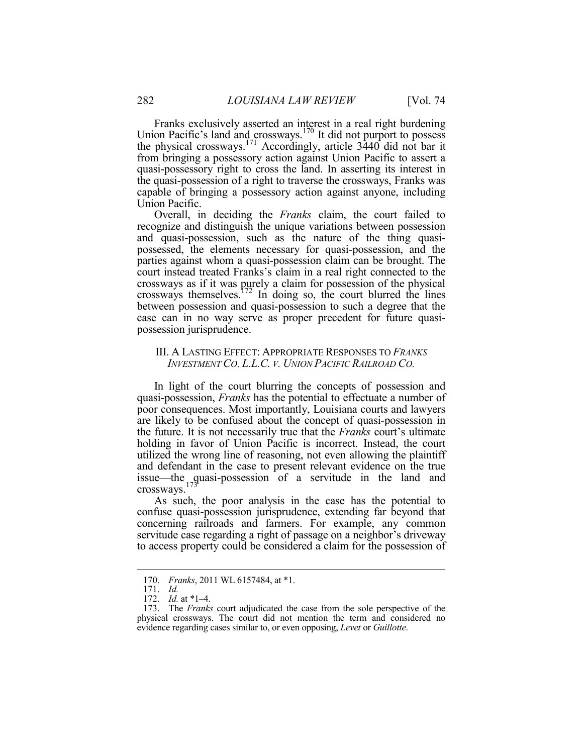Franks exclusively asserted an interest in a real right burdening Union Pacific's land and crossways.[170] It did not purport to possess the physical crossways.[171] Accordingly, article 3440 did not bar it from bringing a possessory action against Union Pacific to assert a quasi-possessory right to cross the land. In asserting its interest in the quasi-possession of a right to traverse the crossways, Franks was capable of bringing a possessory action against anyone, including Union Pacific.

Overall, in deciding the *Franks* claim, the court failed to recognize and distinguish the unique variations between possession and quasi-possession, such as the nature of the thing quasi-possessed, the elements necessary for quasi-possession, and the parties against whom a quasi-possession claim can be brought. The court instead treated Franks's claim in a real right connected to the crossways as if it was purely a claim for possession of the physical crossways themselves.[172] In doing so, the court blurred the lines between possession and quasi-possession to such a degree that the case can in no way serve as proper precedent for future quasi-possession jurisprudence.

## III. A LASTING EFFECT: APPROPRIATE RESPONSES TO *FRANKS INVESTMENT CO. L.L.C. V. UNION PACIFIC RAILROAD CO.*

In light of the court blurring the concepts of possession and quasi-possession, *Franks* has the potential to effectuate a number of poor consequences. Most importantly, Louisiana courts and lawyers are likely to be confused about the concept of quasi-possession in the future. It is not necessarily true that the *Franks* court's ultimate holding in favor of Union Pacific is incorrect. Instead, the court utilized the wrong line of reasoning, not even allowing the plaintiff and defendant in the case to present relevant evidence on the true issue—the quasi-possession of a servitude in the land and crossways.[173]

As such, the poor analysis in the case has the potential to confuse quasi-possession jurisprudence, extending far beyond that concerning railroads and farmers. For example, any common servitude case regarding a right of passage on a neighbor's driveway to access property could be considered a claim for the possession of

---

170. *Franks*, 2011 WL 6157484, at *1.

171. *Id.*

172. *Id.* at *1–4.

173. The *Franks* court adjudicated the case from the sole perspective of the physical crossways. The court did not mention the term and considered no evidence regarding cases similar to, or even opposing, *Levet* or *Guillotte*.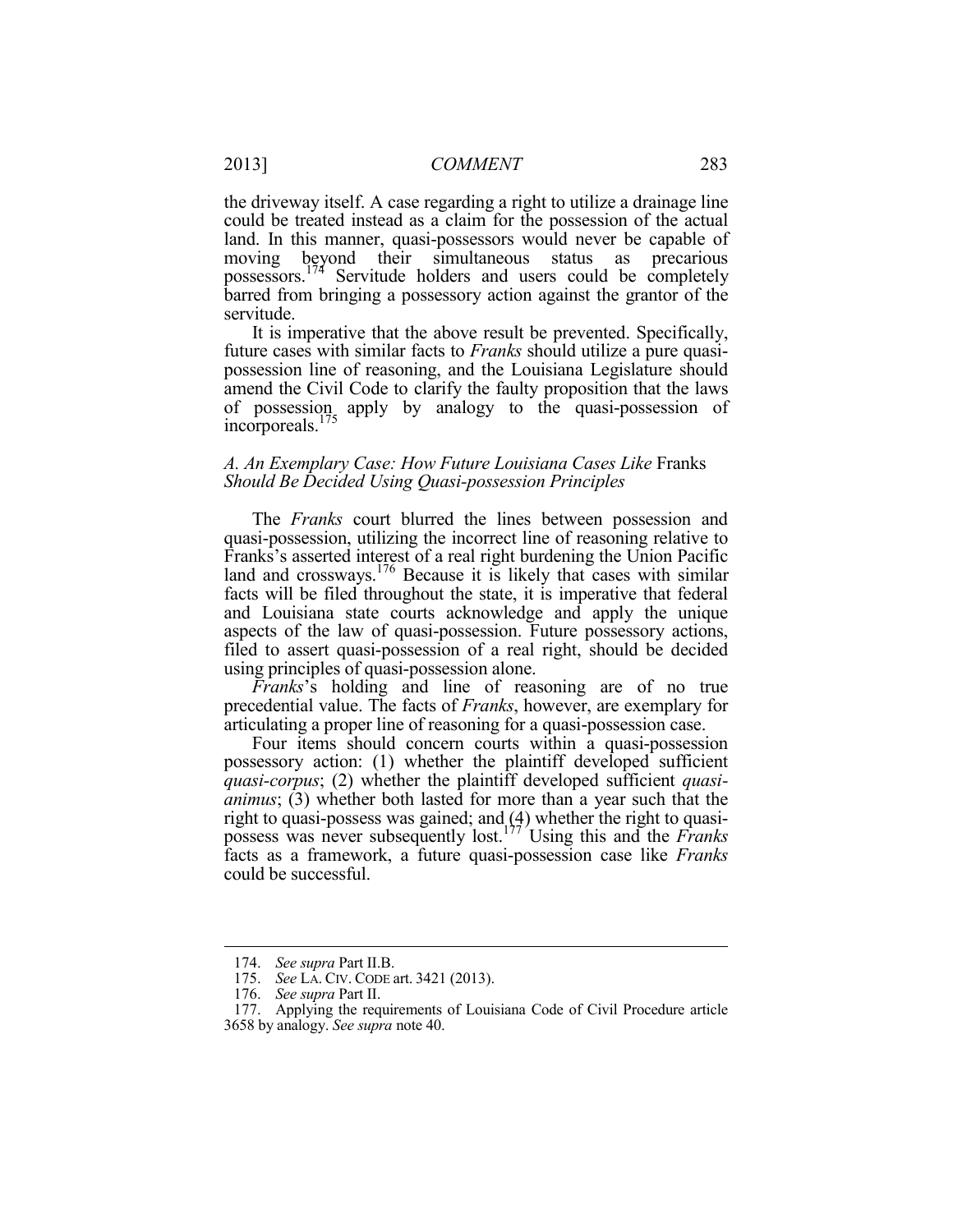the driveway itself. A case regarding a right to utilize a drainage line could be treated instead as a claim for the possession of the actual land. In this manner, quasi-possessors would never be capable of moving beyond their simultaneous status as precarious possessors.[174] Servitude holders and users could be completely barred from bringing a possessory action against the grantor of the servitude.

It is imperative that the above result be prevented. Specifically, future cases with similar facts to *Franks* should utilize a pure quasi-possession line of reasoning, and the Louisiana Legislature should amend the Civil Code to clarify the faulty proposition that the laws of possession apply by analogy to the quasi-possession of incorporeals.[175]

### *A. An Exemplary Case: How Future Louisiana Cases Like* Franks *Should Be Decided Using Quasi-possession Principles*

The *Franks* court blurred the lines between possession and quasi-possession, utilizing the incorrect line of reasoning relative to Franks's asserted interest of a real right burdening the Union Pacific land and crossways.[176] Because it is likely that cases with similar facts will be filed throughout the state, it is imperative that federal and Louisiana state courts acknowledge and apply the unique aspects of the law of quasi-possession. Future possessory actions, filed to assert quasi-possession of a real right, should be decided using principles of quasi-possession alone.

*Franks*'s holding and line of reasoning are of no true precedential value. The facts of *Franks*, however, are exemplary for articulating a proper line of reasoning for a quasi-possession case.

Four items should concern courts within a quasi-possession possessory action: (1) whether the plaintiff developed sufficient *quasi-corpus*; (2) whether the plaintiff developed sufficient *quasi-animus*; (3) whether both lasted for more than a year such that the right to quasi-possess was gained; and (4) whether the right to quasi-possess was never subsequently lost.[177] Using this and the *Franks* facts as a framework, a future quasi-possession case like *Franks* could be successful.

---

174. *See supra* Part II.B.

175. *See* LA. CIV. CODE art. 3421 (2013).

176. *See supra* Part II.

177. Applying the requirements of Louisiana Code of Civil Procedure article 3658 by analogy. *See supra* note 40.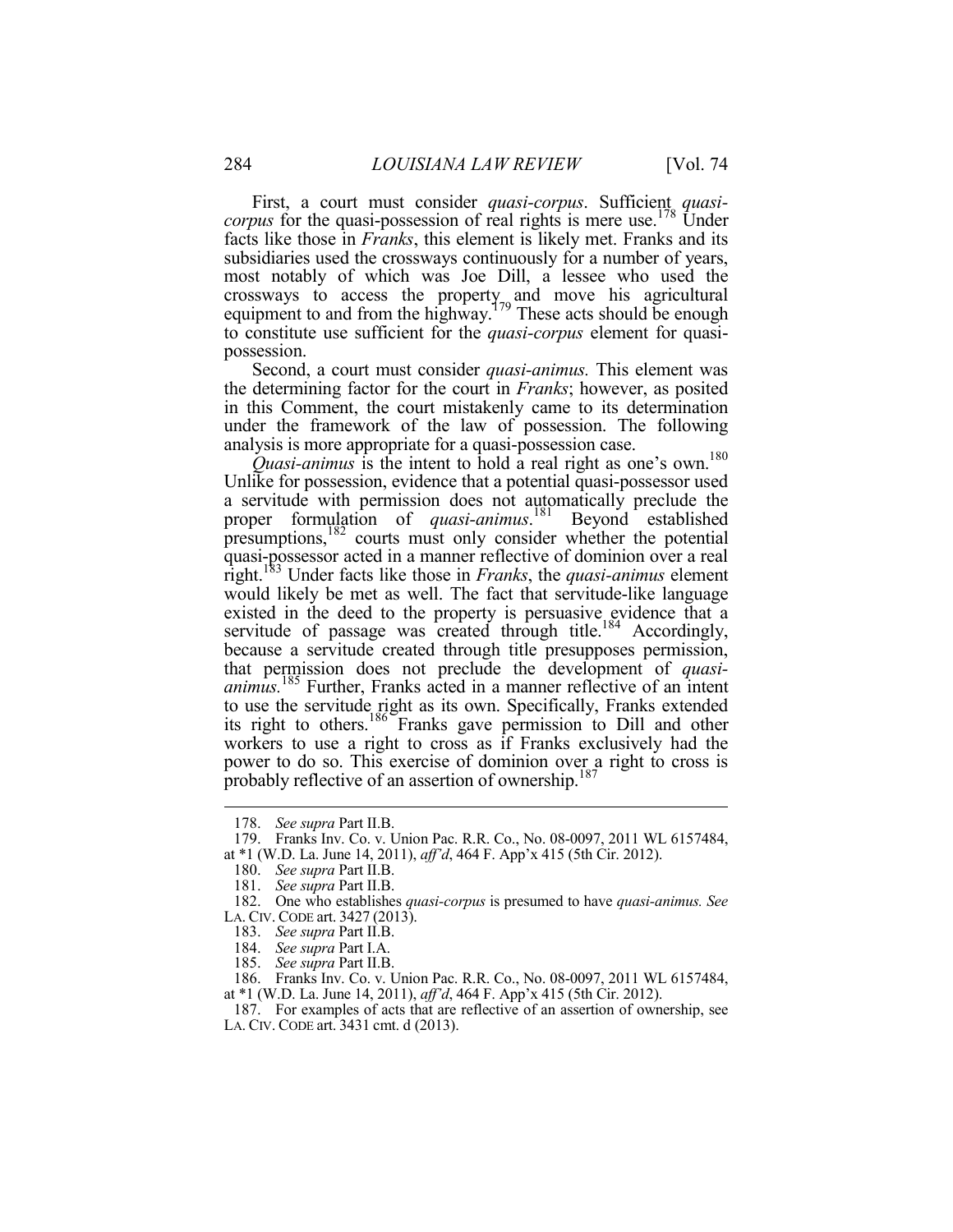First, a court must consider *quasi-corpus*. Sufficient *quasi-corpus* for the quasi-possession of real rights is mere use.[178] Under facts like those in *Franks*, this element is likely met. Franks and its subsidiaries used the crossways continuously for a number of years, most notably of which was Joe Dill, a lessee who used the crossways to access the property and move his agricultural equipment to and from the highway.[179] These acts should be enough to constitute use sufficient for the *quasi-corpus* element for quasi-possession.

Second, a court must consider *quasi-animus.* This element was the determining factor for the court in *Franks*; however, as posited in this Comment, the court mistakenly came to its determination under the framework of the law of possession. The following analysis is more appropriate for a quasi-possession case.

*Quasi-animus* is the intent to hold a real right as one's own.[180] Unlike for possession, evidence that a potential quasi-possessor used a servitude with permission does not automatically preclude the proper formulation of *quasi-animus*.[181] Beyond established presumptions,[182] courts must only consider whether the potential quasi-possessor acted in a manner reflective of dominion over a real right.[183] Under facts like those in *Franks*, the *quasi-animus* element would likely be met as well. The fact that servitude-like language existed in the deed to the property is persuasive evidence that a servitude of passage was created through title.[184] Accordingly, because a servitude created through title presupposes permission, that permission does not preclude the development of *quasi-animus.*[185] Further, Franks acted in a manner reflective of an intent to use the servitude right as its own. Specifically, Franks extended its right to others.[186] Franks gave permission to Dill and other workers to use a right to cross as if Franks exclusively had the power to do so. This exercise of dominion over a right to cross is probably reflective of an assertion of ownership.[187]

---

178. *See supra* Part II.B.

179. Franks Inv. Co. v. Union Pac. R.R. Co., No. 08-0097, 2011 WL 6157484, at *1 (W.D. La. June 14, 2011), *aff'd*, 464 F. App'x 415 (5th Cir. 2012).

180. *See supra* Part II.B.

181. *See supra* Part II.B.

182. One who establishes *quasi-corpus* is presumed to have *quasi-animus. See* LA. CIV. CODE art. 3427 (2013).

183. *See supra* Part II.B.

184. *See supra* Part I.A.

185. *See supra* Part II.B.

186. Franks Inv. Co. v. Union Pac. R.R. Co., No. 08-0097, 2011 WL 6157484, at *1 (W.D. La. June 14, 2011), *aff'd*, 464 F. App'x 415 (5th Cir. 2012).

187. For examples of acts that are reflective of an assertion of ownership, see LA. CIV. CODE art. 3431 cmt. d (2013).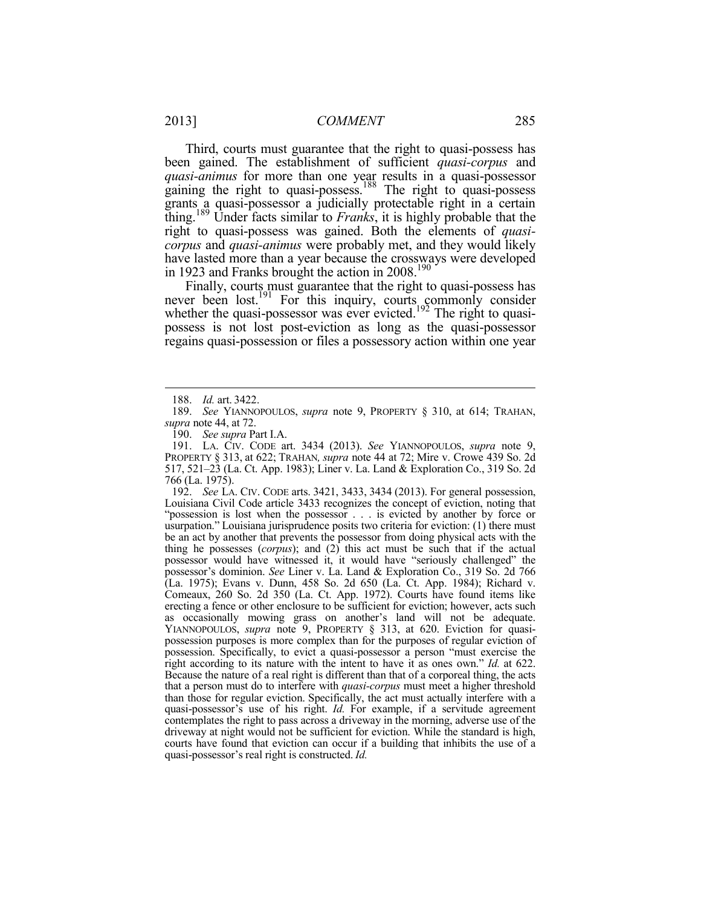Third, courts must guarantee that the right to quasi-possess has been gained. The establishment of sufficient *quasi-corpus* and *quasi-animus* for more than one year results in a quasi-possessor gaining the right to quasi-possess.[188] The right to quasi-possess grants a quasi-possessor a judicially protectable right in a certain thing.[189] Under facts similar to *Franks*, it is highly probable that the right to quasi-possess was gained. Both the elements of *quasi-corpus* and *quasi-animus* were probably met, and they would likely have lasted more than a year because the crossways were developed in 1923 and Franks brought the action in 2008.[190]

Finally, courts must guarantee that the right to quasi-possess has never been lost.[191] For this inquiry, courts commonly consider whether the quasi-possessor was ever evicted.[192] The right to quasi-possess is not lost post-eviction as long as the quasi-possessor regains quasi-possession or files a possessory action within one year

---

188. *Id.* art. 3422.

189. *See* YIANNOPOULOS, *supra* note 9, PROPERTY § 310, at 614; TRAHAN, *supra* note 44, at 72.

190. *See supra* Part I.A.

191. LA. CIV. CODE art. 3434 (2013). *See* YIANNOPOULOS, *supra* note 9, PROPERTY § 313, at 622; TRAHAN*, supra* note 44 at 72; Mire v. Crowe 439 So. 2d 517, 521–23 (La. Ct. App. 1983); Liner v. La. Land & Exploration Co., 319 So. 2d 766 (La. 1975).

192. *See* LA. CIV. CODE arts. 3421, 3433, 3434 (2013). For general possession, Louisiana Civil Code article 3433 recognizes the concept of eviction, noting that "possession is lost when the possessor . . . is evicted by another by force or usurpation." Louisiana jurisprudence posits two criteria for eviction: (1) there must be an act by another that prevents the possessor from doing physical acts with the thing he possesses (*corpus*); and (2) this act must be such that if the actual possessor would have witnessed it, it would have "seriously challenged" the possessor's dominion. *See* Liner v. La. Land & Exploration Co., 319 So. 2d 766 (La. 1975); Evans v. Dunn, 458 So. 2d 650 (La. Ct. App. 1984); Richard v. Comeaux, 260 So. 2d 350 (La. Ct. App. 1972). Courts have found items like erecting a fence or other enclosure to be sufficient for eviction; however, acts such as occasionally mowing grass on another's land will not be adequate. YIANNOPOULOS, *supra* note 9, PROPERTY § 313, at 620. Eviction for quasi-possession purposes is more complex than for the purposes of regular eviction of possession. Specifically, to evict a quasi-possessor a person "must exercise the right according to its nature with the intent to have it as ones own." *Id.* at 622. Because the nature of a real right is different than that of a corporeal thing, the acts that a person must do to interfere with *quasi-corpus* must meet a higher threshold than those for regular eviction. Specifically, the act must actually interfere with a quasi-possessor's use of his right. *Id.* For example, if a servitude agreement contemplates the right to pass across a driveway in the morning, adverse use of the driveway at night would not be sufficient for eviction. While the standard is high, courts have found that eviction can occur if a building that inhibits the use of a quasi-possessor's real right is constructed. *Id.*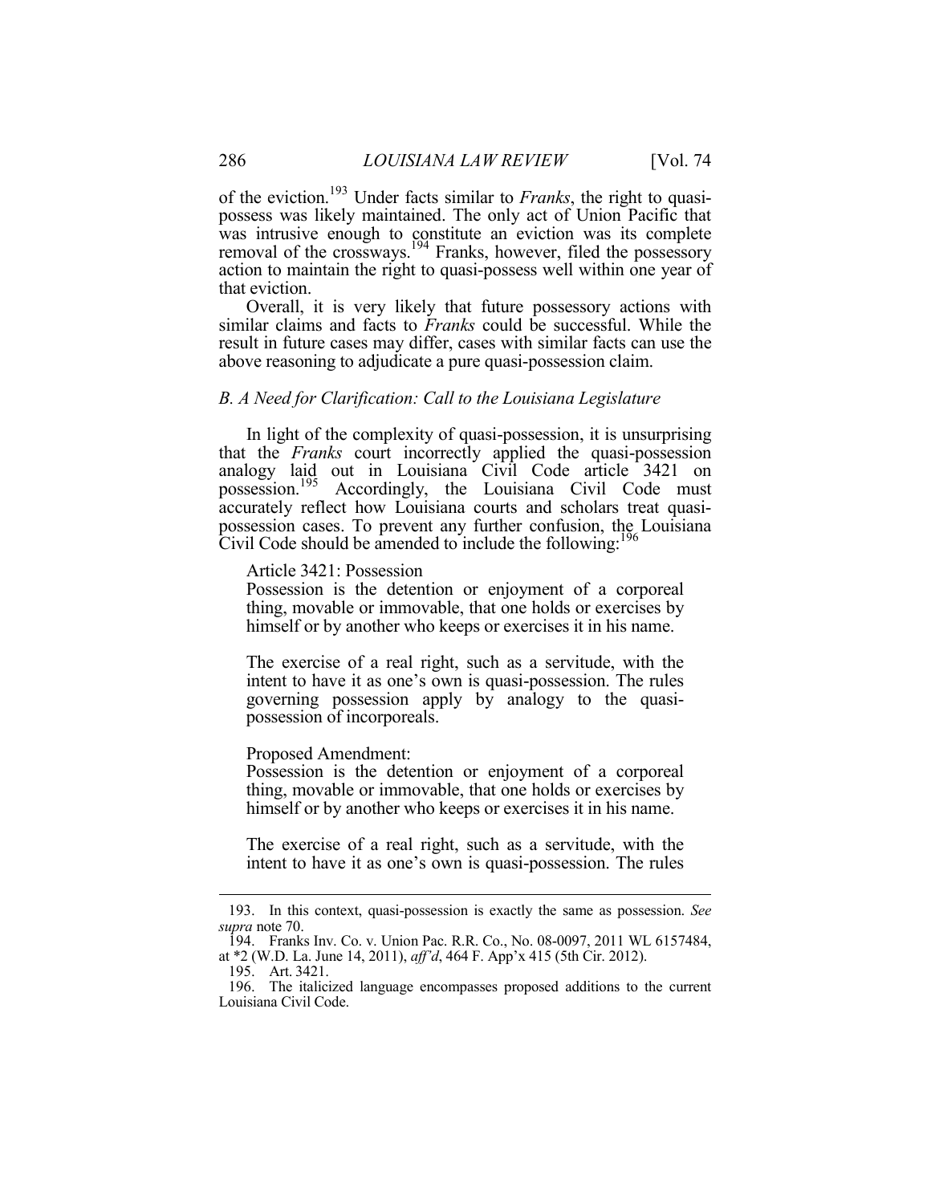of the eviction.[193] Under facts similar to *Franks*, the right to quasi-possess was likely maintained. The only act of Union Pacific that was intrusive enough to constitute an eviction was its complete removal of the crossways.[194] Franks, however, filed the possessory action to maintain the right to quasi-possess well within one year of that eviction.

Overall, it is very likely that future possessory actions with similar claims and facts to *Franks* could be successful. While the result in future cases may differ, cases with similar facts can use the above reasoning to adjudicate a pure quasi-possession claim.

### *B. A Need for Clarification: Call to the Louisiana Legislature*

In light of the complexity of quasi-possession, it is unsurprising that the *Franks* court incorrectly applied the quasi-possession analogy laid out in Louisiana Civil Code article 3421 on possession.[195] Accordingly, the Louisiana Civil Code must accurately reflect how Louisiana courts and scholars treat quasi-possession cases. To prevent any further confusion, the Louisiana Civil Code should be amended to include the following:[196]

> Article 3421: Possession
>
> Possession is the detention or enjoyment of a corporeal thing, movable or immovable, that one holds or exercises by himself or by another who keeps or exercises it in his name.
>
> The exercise of a real right, such as a servitude, with the intent to have it as one's own is quasi-possession. The rules governing possession apply by analogy to the quasi-possession of incorporeals.
>
> Proposed Amendment:
>
> Possession is the detention or enjoyment of a corporeal thing, movable or immovable, that one holds or exercises by himself or by another who keeps or exercises it in his name.
>
> The exercise of a real right, such as a servitude, with the intent to have it as one's own is quasi-possession. The rules

---

193. In this context, quasi-possession is exactly the same as possession. *See supra* note 70.

194. Franks Inv. Co. v. Union Pac. R.R. Co., No. 08-0097, 2011 WL 6157484, at *2 (W.D. La. June 14, 2011), *aff'd*, 464 F. App'x 415 (5th Cir. 2012).

195. Art. 3421.

196. The italicized language encompasses proposed additions to the current Louisiana Civil Code.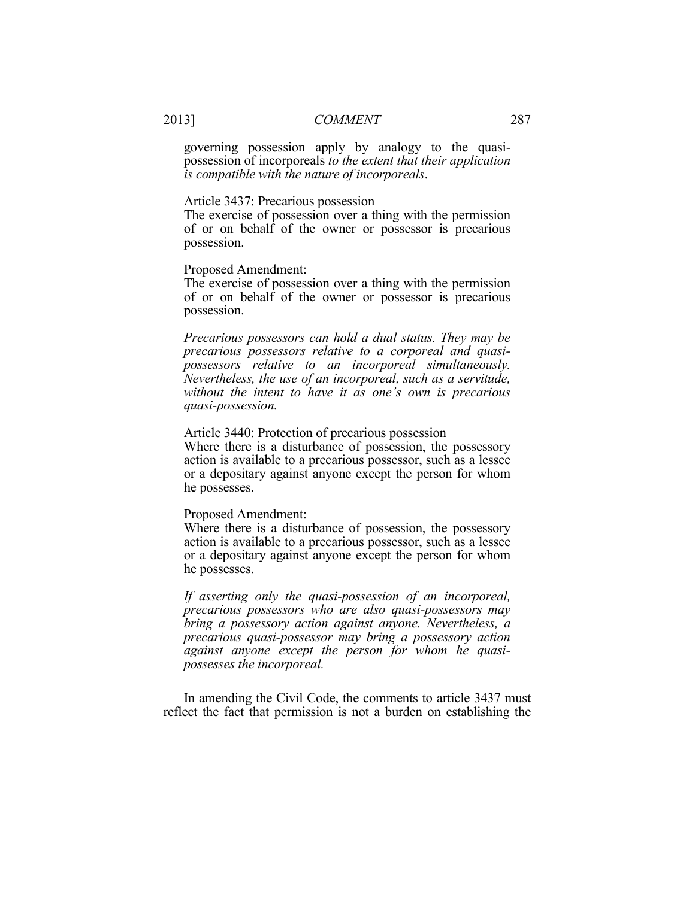governing possession apply by analogy to the quasi-possession of incorporeals *to the extent that their application is compatible with the nature of incorporeals*.

Article 3437: Precarious possession
The exercise of possession over a thing with the permission of or on behalf of the owner or possessor is precarious possession.

Proposed Amendment:
The exercise of possession over a thing with the permission of or on behalf of the owner or possessor is precarious possession.

*Precarious possessors can hold a dual status. They may be precarious possessors relative to a corporeal and quasi-possessors relative to an incorporeal simultaneously. Nevertheless, the use of an incorporeal, such as a servitude, without the intent to have it as one's own is precarious quasi-possession.*

Article 3440: Protection of precarious possession
Where there is a disturbance of possession, the possessory action is available to a precarious possessor, such as a lessee or a depositary against anyone except the person for whom he possesses.

Proposed Amendment:
Where there is a disturbance of possession, the possessory action is available to a precarious possessor, such as a lessee or a depositary against anyone except the person for whom he possesses.

*If asserting only the quasi-possession of an incorporeal, precarious possessors who are also quasi-possessors may bring a possessory action against anyone. Nevertheless, a precarious quasi-possessor may bring a possessory action against anyone except the person for whom he quasi-possesses the incorporeal.*

In amending the Civil Code, the comments to article 3437 must reflect the fact that permission is not a burden on establishing the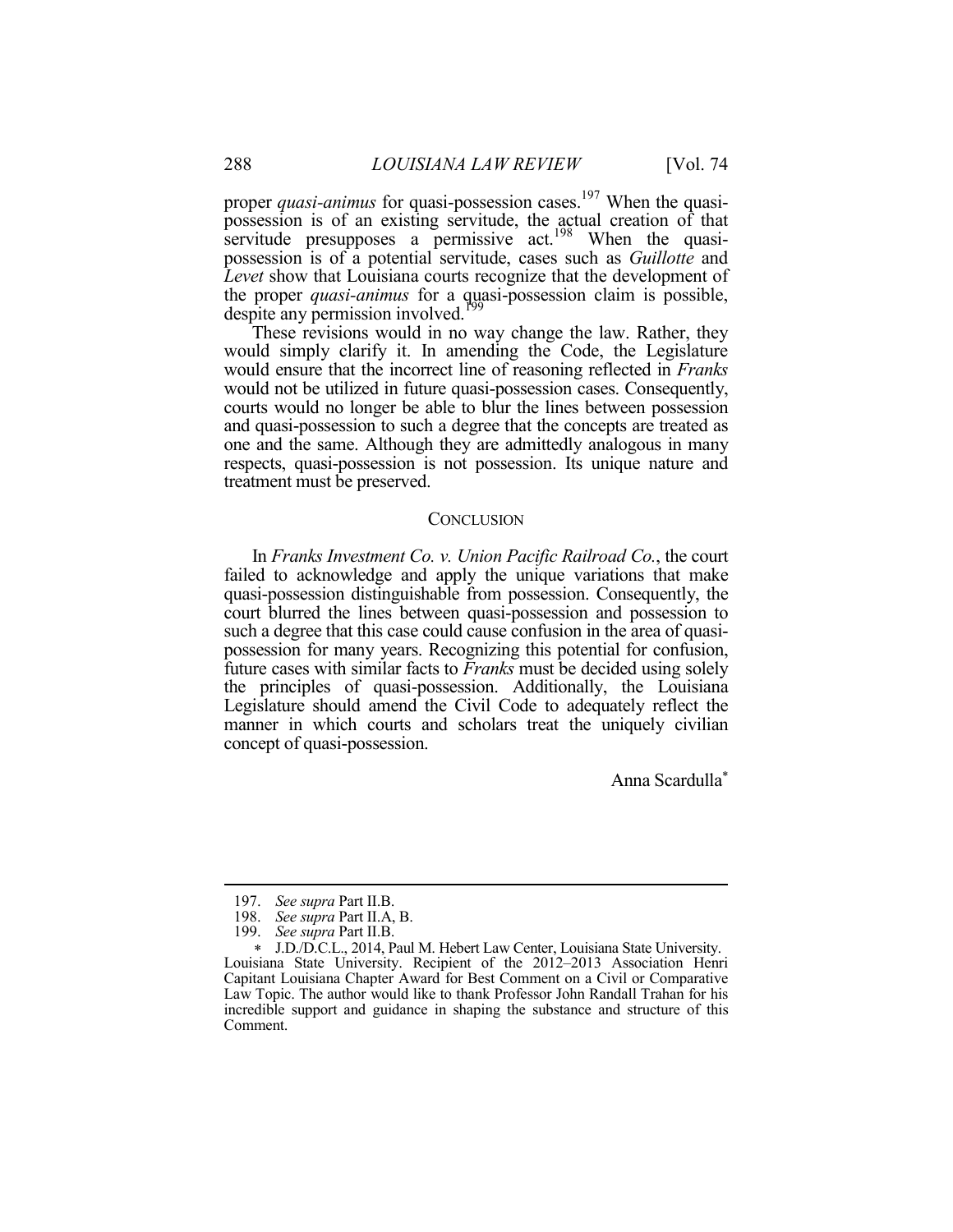proper *quasi-animus* for quasi-possession cases.[197] When the quasi-possession is of an existing servitude, the actual creation of that servitude presupposes a permissive act.[198] When the quasi-possession is of a potential servitude, cases such as *Guillotte* and *Levet* show that Louisiana courts recognize that the development of the proper *quasi-animus* for a quasi-possession claim is possible, despite any permission involved.[199]

These revisions would in no way change the law. Rather, they would simply clarify it. In amending the Code, the Legislature would ensure that the incorrect line of reasoning reflected in *Franks* would not be utilized in future quasi-possession cases. Consequently, courts would no longer be able to blur the lines between possession and quasi-possession to such a degree that the concepts are treated as one and the same. Although they are admittedly analogous in many respects, quasi-possession is not possession. Its unique nature and treatment must be preserved.

## CONCLUSION

In *Franks Investment Co. v. Union Pacific Railroad Co.*, the court failed to acknowledge and apply the unique variations that make quasi-possession distinguishable from possession. Consequently, the court blurred the lines between quasi-possession and possession to such a degree that this case could cause confusion in the area of quasi-possession for many years. Recognizing this potential for confusion, future cases with similar facts to *Franks* must be decided using solely the principles of quasi-possession. Additionally, the Louisiana Legislature should amend the Civil Code to adequately reflect the manner in which courts and scholars treat the uniquely civilian concept of quasi-possession.

Anna Scardulla[*]

---

197. *See supra* Part II.B.

198. *See supra* Part II.A, B.

199. *See supra* Part II.B.

[*] J.D./D.C.L., 2014, Paul M. Hebert Law Center, Louisiana State University. Louisiana State University. Recipient of the 2012–2013 Association Henri Capitant Louisiana Chapter Award for Best Comment on a Civil or Comparative Law Topic. The author would like to thank Professor John Randall Trahan for his incredible support and guidance in shaping the substance and structure of this Comment.